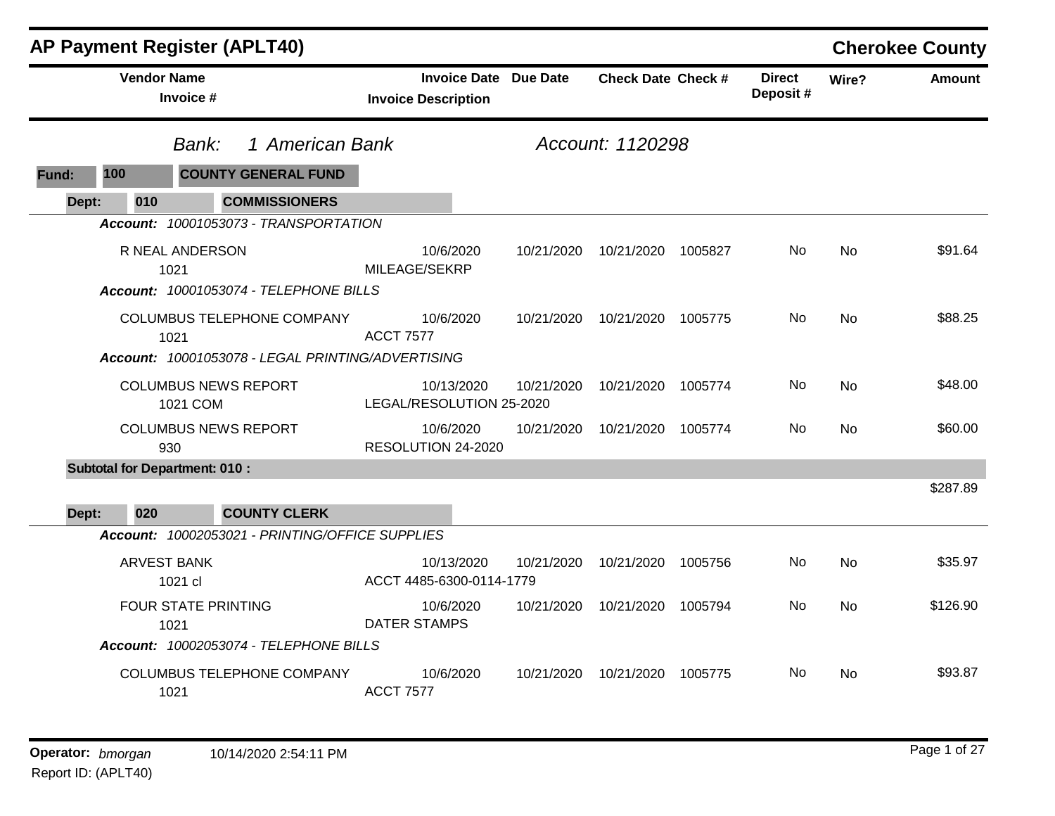# AP Payment Register (APLT40)

**Cherokee County**

| Vendor Name / Invoice # | Invoice Date / Invoice Description | Due Date | Check Date | Check # | Direct Deposit # | Wire? | Amount |
|---|---|---|---|---|---|---|---|

*Bank: 1 American Bank* — *Account: 1120298*

**Fund: 100 COUNTY GENERAL FUND**

**Dept: 010 COMMISSIONERS**

*Account: 10001053073 - TRANSPORTATION*

| Vendor Name / Invoice # | Invoice Date / Invoice Description | Due Date | Check Date | Check # | Direct Deposit # | Wire? | Amount |
|---|---|---|---|---|---|---|---|
| R NEAL ANDERSON 1021 | 10/6/2020 MILEAGE/SEKRP | 10/21/2020 | 10/21/2020 | 1005827 | No | No | $91.64 |

*Account: 10001053074 - TELEPHONE BILLS*

| Vendor Name / Invoice # | Invoice Date / Invoice Description | Due Date | Check Date | Check # | Direct Deposit # | Wire? | Amount |
|---|---|---|---|---|---|---|---|
| COLUMBUS TELEPHONE COMPANY 1021 | 10/6/2020 ACCT 7577 | 10/21/2020 | 10/21/2020 | 1005775 | No | No | $88.25 |

*Account: 10001053078 - LEGAL PRINTING/ADVERTISING*

| Vendor Name / Invoice # | Invoice Date / Invoice Description | Due Date | Check Date | Check # | Direct Deposit # | Wire? | Amount |
|---|---|---|---|---|---|---|---|
| COLUMBUS NEWS REPORT 1021 COM | 10/13/2020 LEGAL/RESOLUTION 25-2020 | 10/21/2020 | 10/21/2020 | 1005774 | No | No | $48.00 |
| COLUMBUS NEWS REPORT 930 | 10/6/2020 RESOLUTION 24-2020 | 10/21/2020 | 10/21/2020 | 1005774 | No | No | $60.00 |

**Subtotal for Department: 010 :** $287.89

**Dept: 020 COUNTY CLERK**

*Account: 10002053021 - PRINTING/OFFICE SUPPLIES*

| Vendor Name / Invoice # | Invoice Date / Invoice Description | Due Date | Check Date | Check # | Direct Deposit # | Wire? | Amount |
|---|---|---|---|---|---|---|---|
| ARVEST BANK 1021 cl | 10/13/2020 ACCT 4485-6300-0114-1779 | 10/21/2020 | 10/21/2020 | 1005756 | No | No | $35.97 |
| FOUR STATE PRINTING 1021 | 10/6/2020 DATER STAMPS | 10/21/2020 | 10/21/2020 | 1005794 | No | No | $126.90 |

*Account: 10002053074 - TELEPHONE BILLS*

| Vendor Name / Invoice # | Invoice Date / Invoice Description | Due Date | Check Date | Check # | Direct Deposit # | Wire? | Amount |
|---|---|---|---|---|---|---|---|
| COLUMBUS TELEPHONE COMPANY 1021 | 10/6/2020 ACCT 7577 | 10/21/2020 | 10/21/2020 | 1005775 | No | No | $93.87 |

**Operator:** *bmorgan* 10/14/2020 2:54:11 PM

Report ID: (APLT40)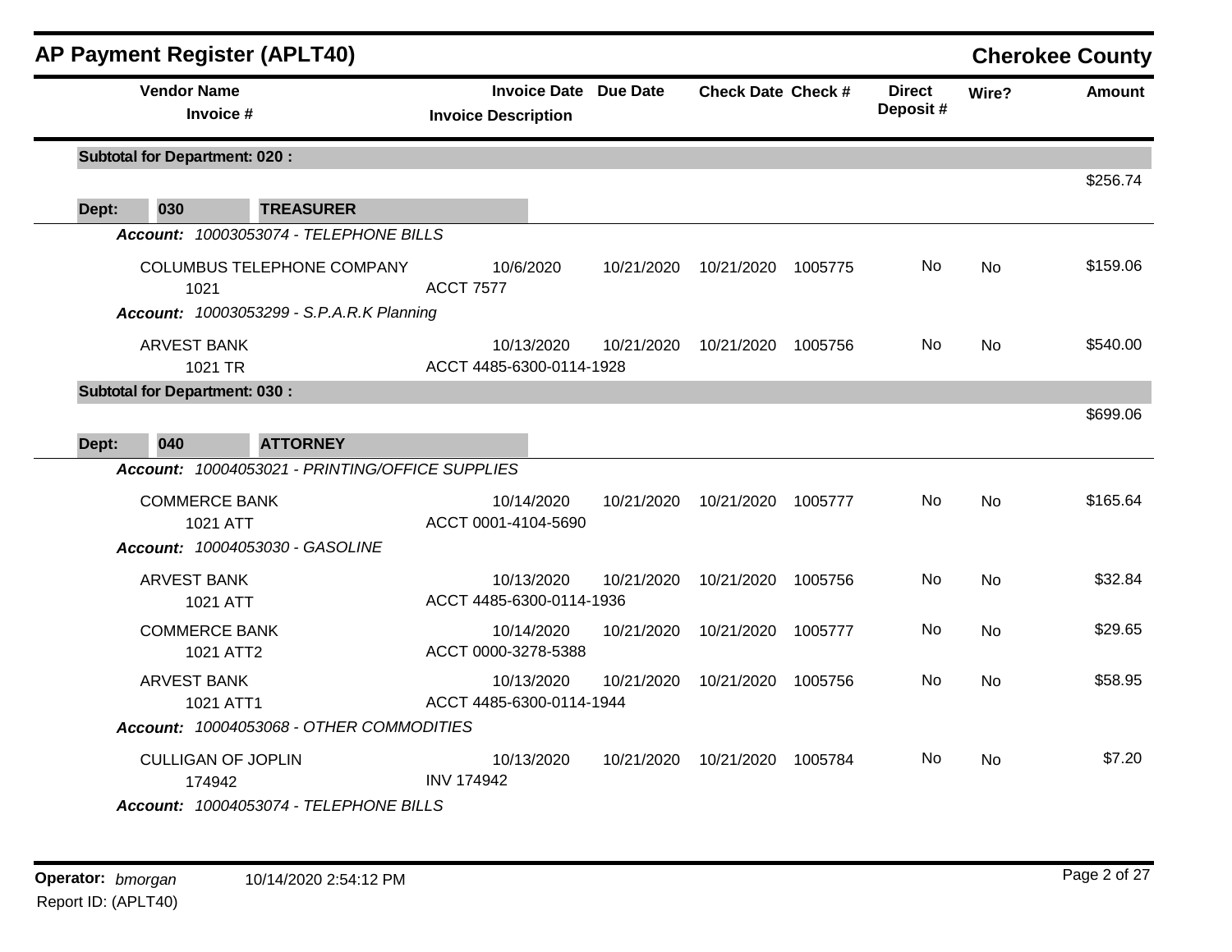# AP Payment Register (APLT40)

## Cherokee County

| Vendor Name / Invoice # | Invoice Date / Invoice Description | Due Date | Check Date | Check # | Direct Deposit # | Wire? | Amount |
|---|---|---|---|---|---|---|---|
| **Subtotal for Department: 020 :** | | | | | | | $256.74 |
| **Dept: 030 TREASURER** | | | | | | | |
| ***Account:*** *10003053074 - TELEPHONE BILLS* | | | | | | | |
| COLUMBUS TELEPHONE COMPANY<br>1021 | 10/6/2020<br>ACCT 7577 | 10/21/2020 | 10/21/2020 | 1005775 | No | No | $159.06 |
| ***Account:*** *10003053299 - S.P.A.R.K Planning* | | | | | | | |
| ARVEST BANK<br>1021 TR | 10/13/2020<br>ACCT 4485-6300-0114-1928 | 10/21/2020 | 10/21/2020 | 1005756 | No | No | $540.00 |
| **Subtotal for Department: 030 :** | | | | | | | $699.06 |
| **Dept: 040 ATTORNEY** | | | | | | | |
| ***Account:*** *10004053021 - PRINTING/OFFICE SUPPLIES* | | | | | | | |
| COMMERCE BANK<br>1021 ATT | 10/14/2020<br>ACCT 0001-4104-5690 | 10/21/2020 | 10/21/2020 | 1005777 | No | No | $165.64 |
| ***Account:*** *10004053030 - GASOLINE* | | | | | | | |
| ARVEST BANK<br>1021 ATT | 10/13/2020<br>ACCT 4485-6300-0114-1936 | 10/21/2020 | 10/21/2020 | 1005756 | No | No | $32.84 |
| COMMERCE BANK<br>1021 ATT2 | 10/14/2020<br>ACCT 0000-3278-5388 | 10/21/2020 | 10/21/2020 | 1005777 | No | No | $29.65 |
| ARVEST BANK<br>1021 ATT1 | 10/13/2020<br>ACCT 4485-6300-0114-1944 | 10/21/2020 | 10/21/2020 | 1005756 | No | No | $58.95 |
| ***Account:*** *10004053068 - OTHER COMMODITIES* | | | | | | | |
| CULLIGAN OF JOPLIN<br>174942 | 10/13/2020<br>INV 174942 | 10/21/2020 | 10/21/2020 | 1005784 | No | No | $7.20 |
| ***Account:*** *10004053074 - TELEPHONE BILLS* | | | | | | | |

**Operator:** *bmorgan* 10/14/2020 2:54:12 PM
Report ID: (APLT40)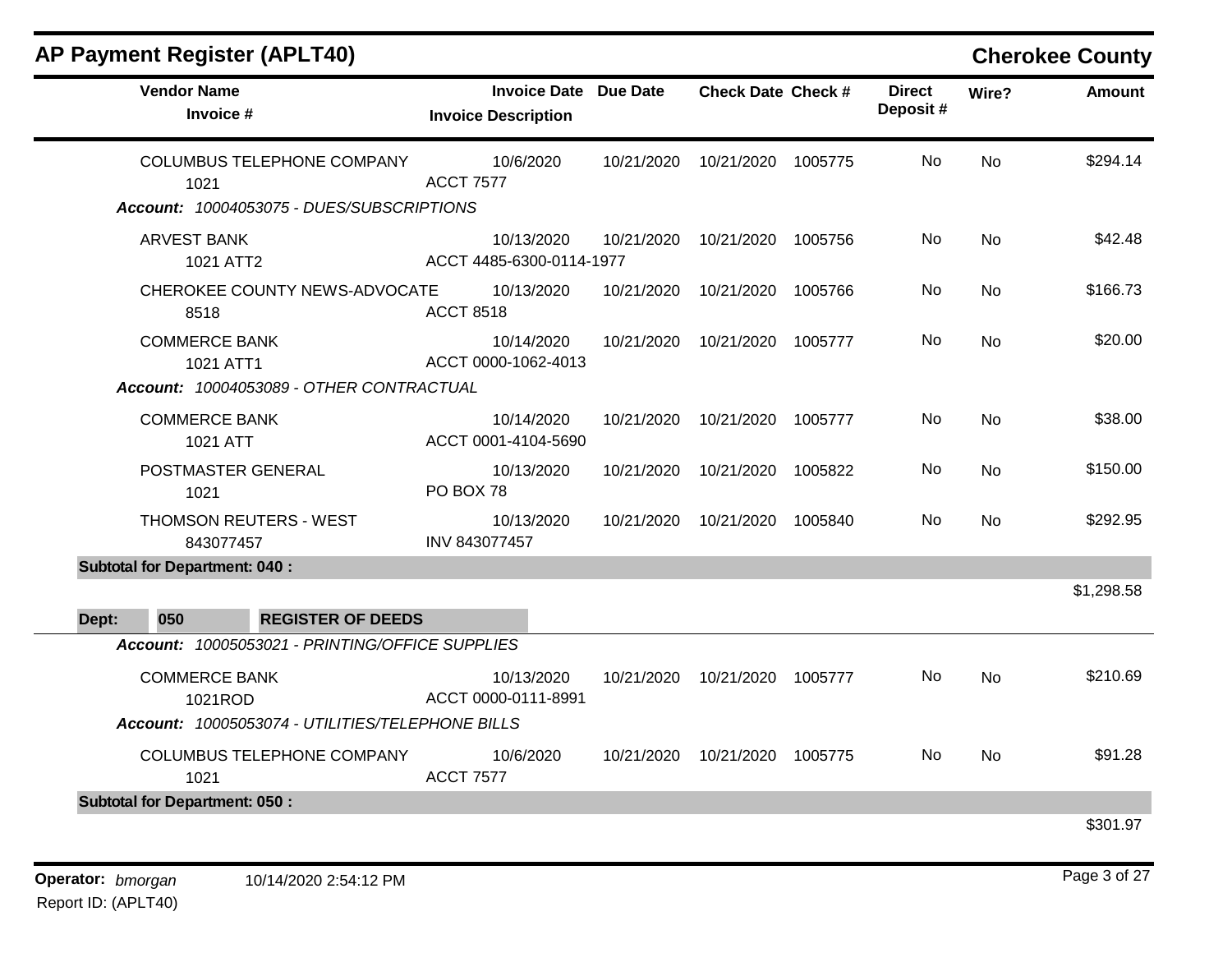# AP Payment Register (APLT40)

## Cherokee County

| Vendor Name / Invoice # | Invoice Date / Invoice Description | Due Date | Check Date | Check # | Direct Deposit # | Wire? | Amount |
|---|---|---|---|---|---|---|---|
| COLUMBUS TELEPHONE COMPANY<br>1021 | 10/6/2020<br>ACCT 7577 | 10/21/2020 | 10/21/2020 | 1005775 | No | No | $294.14 |
| ***Account:*** *10004053075 - DUES/SUBSCRIPTIONS* | | | | | | | |
| ARVEST BANK<br>1021 ATT2 | 10/13/2020<br>ACCT 4485-6300-0114-1977 | 10/21/2020 | 10/21/2020 | 1005756 | No | No | $42.48 |
| CHEROKEE COUNTY NEWS-ADVOCATE<br>8518 | 10/13/2020<br>ACCT 8518 | 10/21/2020 | 10/21/2020 | 1005766 | No | No | $166.73 |
| COMMERCE BANK<br>1021 ATT1 | 10/14/2020<br>ACCT 0000-1062-4013 | 10/21/2020 | 10/21/2020 | 1005777 | No | No | $20.00 |
| ***Account:*** *10004053089 - OTHER CONTRACTUAL* | | | | | | | |
| COMMERCE BANK<br>1021 ATT | 10/14/2020<br>ACCT 0001-4104-5690 | 10/21/2020 | 10/21/2020 | 1005777 | No | No | $38.00 |
| POSTMASTER GENERAL<br>1021 | 10/13/2020<br>PO BOX 78 | 10/21/2020 | 10/21/2020 | 1005822 | No | No | $150.00 |
| THOMSON REUTERS - WEST<br>843077457 | 10/13/2020<br>INV 843077457 | 10/21/2020 | 10/21/2020 | 1005840 | No | No | $292.95 |
| **Subtotal for Department: 040 :** | | | | | | | $1,298.58 |

**Dept: 050 REGISTER OF DEEDS**

| Vendor Name / Invoice # | Invoice Date / Invoice Description | Due Date | Check Date | Check # | Direct Deposit # | Wire? | Amount |
|---|---|---|---|---|---|---|---|
| ***Account:*** *10005053021 - PRINTING/OFFICE SUPPLIES* | | | | | | | |
| COMMERCE BANK<br>1021ROD | 10/13/2020<br>ACCT 0000-0111-8991 | 10/21/2020 | 10/21/2020 | 1005777 | No | No | $210.69 |
| ***Account:*** *10005053074 - UTILITIES/TELEPHONE BILLS* | | | | | | | |
| COLUMBUS TELEPHONE COMPANY<br>1021 | 10/6/2020<br>ACCT 7577 | 10/21/2020 | 10/21/2020 | 1005775 | No | No | $91.28 |
| **Subtotal for Department: 050 :** | | | | | | | $301.97 |

**Operator:** *bmorgan* 10/14/2020 2:54:12 PM
Report ID: (APLT40)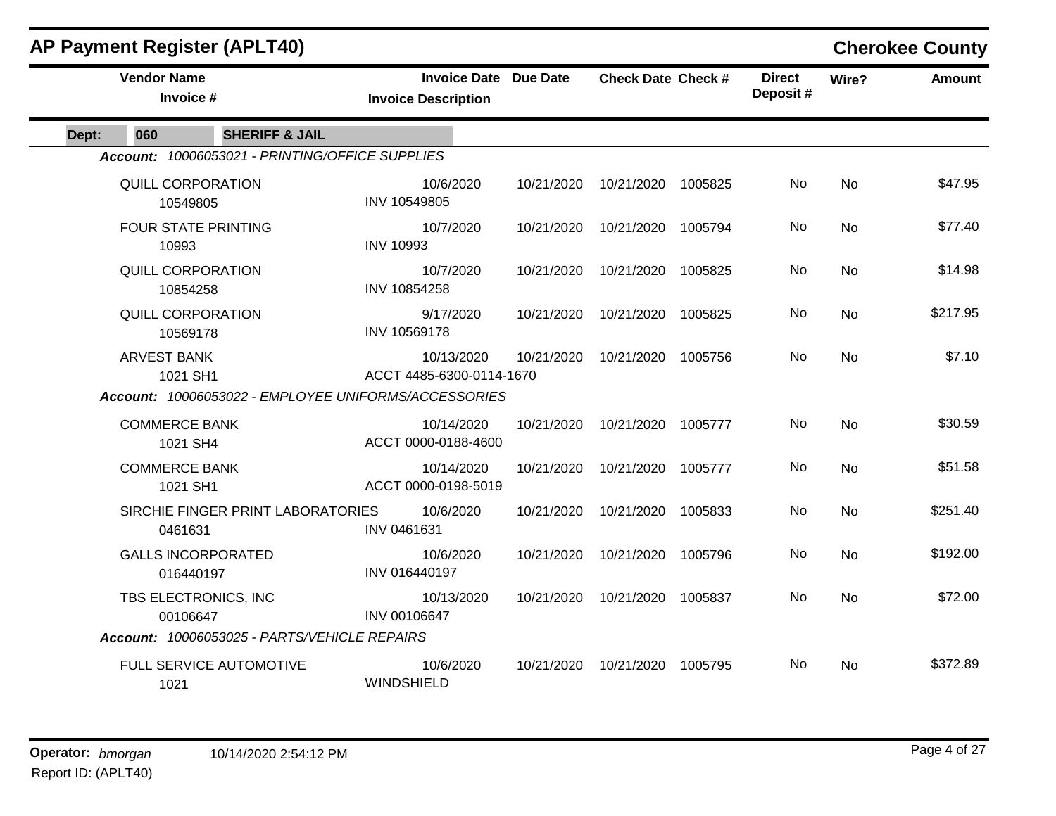## AP Payment Register (APLT40)

**Cherokee County**

| Vendor Name / Invoice # | Invoice Date / Invoice Description | Due Date | Check Date | Check # | Direct Deposit # | Wire? | Amount |
|---|---|---|---|---|---|---|---|
| **Dept: 060 SHERIFF & JAIL** | | | | | | | |
| ***Account: 10006053021 - PRINTING/OFFICE SUPPLIES*** | | | | | | | |
| QUILL CORPORATION<br>10549805 | 10/6/2020<br>INV 10549805 | 10/21/2020 | 10/21/2020 | 1005825 | No | No | $47.95 |
| FOUR STATE PRINTING<br>10993 | 10/7/2020<br>INV 10993 | 10/21/2020 | 10/21/2020 | 1005794 | No | No | $77.40 |
| QUILL CORPORATION<br>10854258 | 10/7/2020<br>INV 10854258 | 10/21/2020 | 10/21/2020 | 1005825 | No | No | $14.98 |
| QUILL CORPORATION<br>10569178 | 9/17/2020<br>INV 10569178 | 10/21/2020 | 10/21/2020 | 1005825 | No | No | $217.95 |
| ARVEST BANK<br>1021 SH1 | 10/13/2020<br>ACCT 4485-6300-0114-1670 | 10/21/2020 | 10/21/2020 | 1005756 | No | No | $7.10 |
| ***Account: 10006053022 - EMPLOYEE UNIFORMS/ACCESSORIES*** | | | | | | | |
| COMMERCE BANK<br>1021 SH4 | 10/14/2020<br>ACCT 0000-0188-4600 | 10/21/2020 | 10/21/2020 | 1005777 | No | No | $30.59 |
| COMMERCE BANK<br>1021 SH1 | 10/14/2020<br>ACCT 0000-0198-5019 | 10/21/2020 | 10/21/2020 | 1005777 | No | No | $51.58 |
| SIRCHIE FINGER PRINT LABORATORIES<br>0461631 | 10/6/2020<br>INV 0461631 | 10/21/2020 | 10/21/2020 | 1005833 | No | No | $251.40 |
| GALLS INCORPORATED<br>016440197 | 10/6/2020<br>INV 016440197 | 10/21/2020 | 10/21/2020 | 1005796 | No | No | $192.00 |
| TBS ELECTRONICS, INC<br>00106647 | 10/13/2020<br>INV 00106647 | 10/21/2020 | 10/21/2020 | 1005837 | No | No | $72.00 |
| ***Account: 10006053025 - PARTS/VEHICLE REPAIRS*** | | | | | | | |
| FULL SERVICE AUTOMOTIVE<br>1021 | 10/6/2020<br>WINDSHIELD | 10/21/2020 | 10/21/2020 | 1005795 | No | No | $372.89 |

**Operator:** *bmorgan* 10/14/2020 2:54:12 PM

Report ID: (APLT40)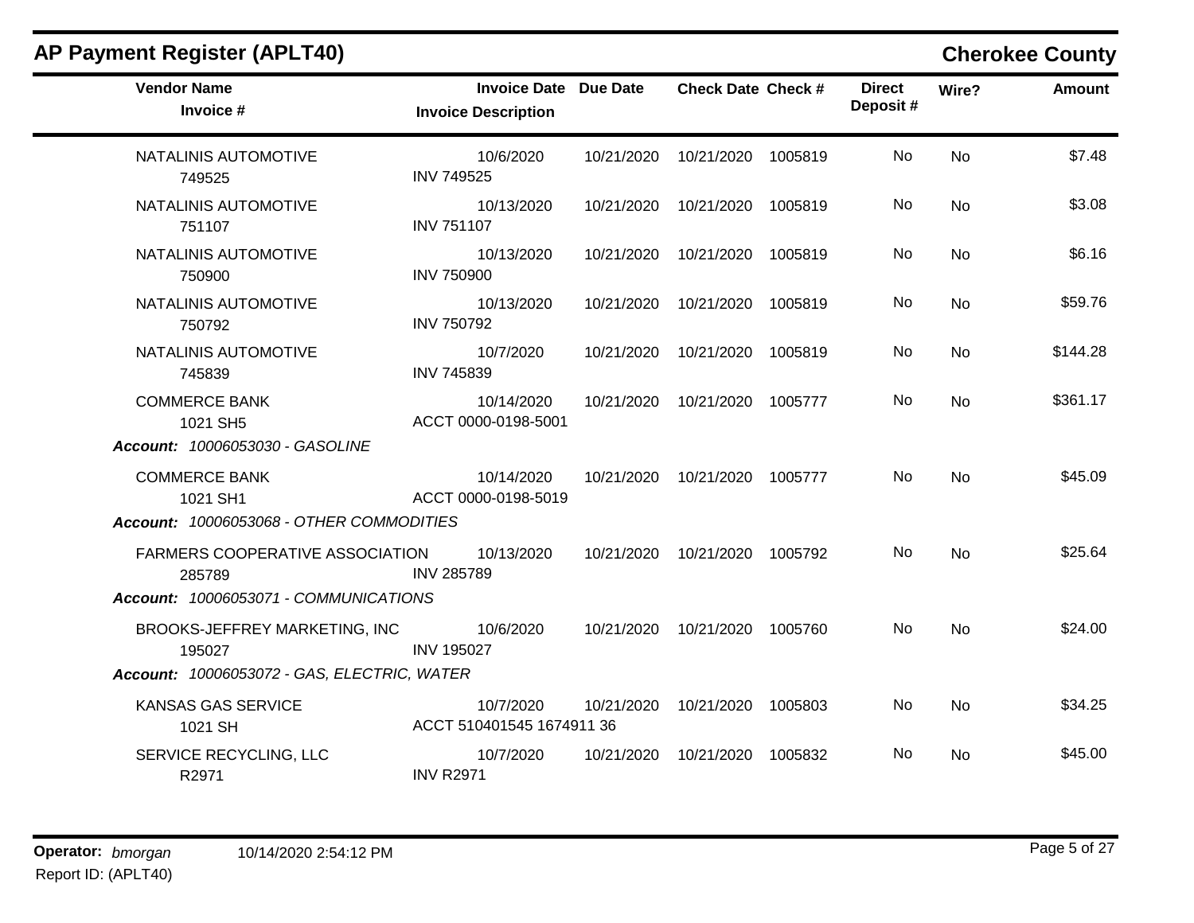# AP Payment Register (APLT40)

**Cherokee County**

| Vendor Name / Invoice # | Invoice Date / Invoice Description | Due Date | Check Date | Check # | Direct Deposit # | Wire? | Amount |
|---|---|---|---|---|---|---|---|
| NATALINIS AUTOMOTIVE 749525 | 10/6/2020 INV 749525 | 10/21/2020 | 10/21/2020 | 1005819 | No | No | $7.48 |
| NATALINIS AUTOMOTIVE 751107 | 10/13/2020 INV 751107 | 10/21/2020 | 10/21/2020 | 1005819 | No | No | $3.08 |
| NATALINIS AUTOMOTIVE 750900 | 10/13/2020 INV 750900 | 10/21/2020 | 10/21/2020 | 1005819 | No | No | $6.16 |
| NATALINIS AUTOMOTIVE 750792 | 10/13/2020 INV 750792 | 10/21/2020 | 10/21/2020 | 1005819 | No | No | $59.76 |
| NATALINIS AUTOMOTIVE 745839 | 10/7/2020 INV 745839 | 10/21/2020 | 10/21/2020 | 1005819 | No | No | $144.28 |
| COMMERCE BANK 1021 SH5 | 10/14/2020 ACCT 0000-0198-5001 | 10/21/2020 | 10/21/2020 | 1005777 | No | No | $361.17 |
| ***Account:** 10006053030 - GASOLINE* | | | | | | | |
| COMMERCE BANK 1021 SH1 | 10/14/2020 ACCT 0000-0198-5019 | 10/21/2020 | 10/21/2020 | 1005777 | No | No | $45.09 |
| ***Account:** 10006053068 - OTHER COMMODITIES* | | | | | | | |
| FARMERS COOPERATIVE ASSOCIATION 285789 | 10/13/2020 INV 285789 | 10/21/2020 | 10/21/2020 | 1005792 | No | No | $25.64 |
| ***Account:** 10006053071 - COMMUNICATIONS* | | | | | | | |
| BROOKS-JEFFREY MARKETING, INC 195027 | 10/6/2020 INV 195027 | 10/21/2020 | 10/21/2020 | 1005760 | No | No | $24.00 |
| ***Account:** 10006053072 - GAS, ELECTRIC, WATER* | | | | | | | |
| KANSAS GAS SERVICE 1021 SH | 10/7/2020 ACCT 510401545 1674911 36 | 10/21/2020 | 10/21/2020 | 1005803 | No | No | $34.25 |
| SERVICE RECYCLING, LLC R2971 | 10/7/2020 INV R2971 | 10/21/2020 | 10/21/2020 | 1005832 | No | No | $45.00 |

**Operator:** *bmorgan* 10/14/2020 2:54:12 PM

Report ID: (APLT40)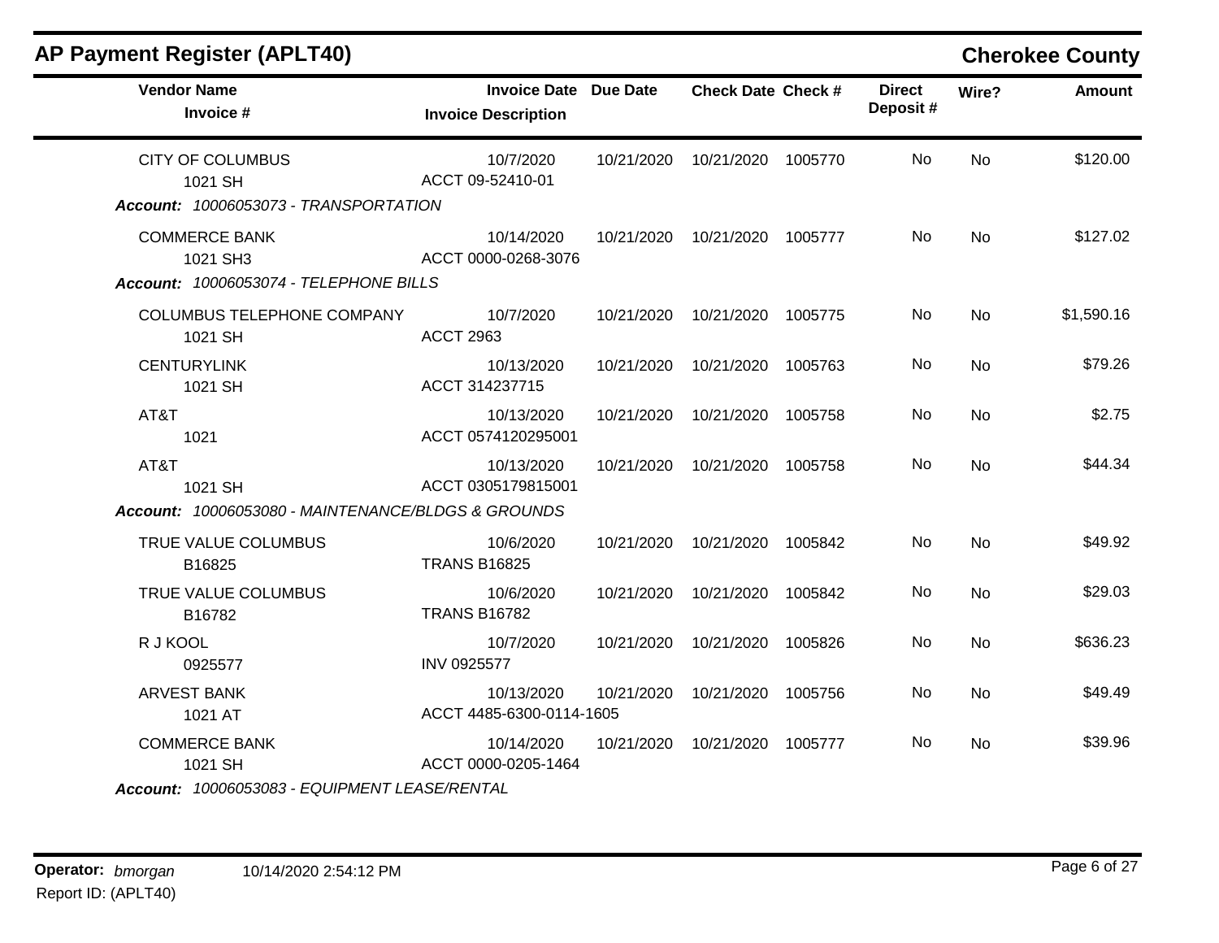## AP Payment Register (APLT40)

**Cherokee County**

| Vendor Name / Invoice # | Invoice Date / Invoice Description | Due Date | Check Date | Check # | Direct Deposit # | Wire? | Amount |
|---|---|---|---|---|---|---|---|
| CITY OF COLUMBUS<br>1021 SH | 10/7/2020<br>ACCT 09-52410-01 | 10/21/2020 | 10/21/2020 | 1005770 | No | No | $120.00 |
| ***Account:* 10006053073 - TRANSPORTATION** | | | | | | | |
| COMMERCE BANK<br>1021 SH3 | 10/14/2020<br>ACCT 0000-0268-3076 | 10/21/2020 | 10/21/2020 | 1005777 | No | No | $127.02 |
| ***Account:* 10006053074 - TELEPHONE BILLS** | | | | | | | |
| COLUMBUS TELEPHONE COMPANY<br>1021 SH | 10/7/2020<br>ACCT 2963 | 10/21/2020 | 10/21/2020 | 1005775 | No | No | $1,590.16 |
| CENTURYLINK<br>1021 SH | 10/13/2020<br>ACCT 314237715 | 10/21/2020 | 10/21/2020 | 1005763 | No | No | $79.26 |
| AT&T<br>1021 | 10/13/2020<br>ACCT 0574120295001 | 10/21/2020 | 10/21/2020 | 1005758 | No | No | $2.75 |
| AT&T<br>1021 SH | 10/13/2020<br>ACCT 0305179815001 | 10/21/2020 | 10/21/2020 | 1005758 | No | No | $44.34 |
| ***Account:* 10006053080 - MAINTENANCE/BLDGS & GROUNDS** | | | | | | | |
| TRUE VALUE COLUMBUS<br>B16825 | 10/6/2020<br>TRANS B16825 | 10/21/2020 | 10/21/2020 | 1005842 | No | No | $49.92 |
| TRUE VALUE COLUMBUS<br>B16782 | 10/6/2020<br>TRANS B16782 | 10/21/2020 | 10/21/2020 | 1005842 | No | No | $29.03 |
| R J KOOL<br>0925577 | 10/7/2020<br>INV 0925577 | 10/21/2020 | 10/21/2020 | 1005826 | No | No | $636.23 |
| ARVEST BANK<br>1021 AT | 10/13/2020<br>ACCT 4485-6300-0114-1605 | 10/21/2020 | 10/21/2020 | 1005756 | No | No | $49.49 |
| COMMERCE BANK<br>1021 SH | 10/14/2020<br>ACCT 0000-0205-1464 | 10/21/2020 | 10/21/2020 | 1005777 | No | No | $39.96 |
| ***Account:* 10006053083 - EQUIPMENT LEASE/RENTAL** | | | | | | | |

**Operator:** *bmorgan* 10/14/2020 2:54:12 PM
Report ID: (APLT40)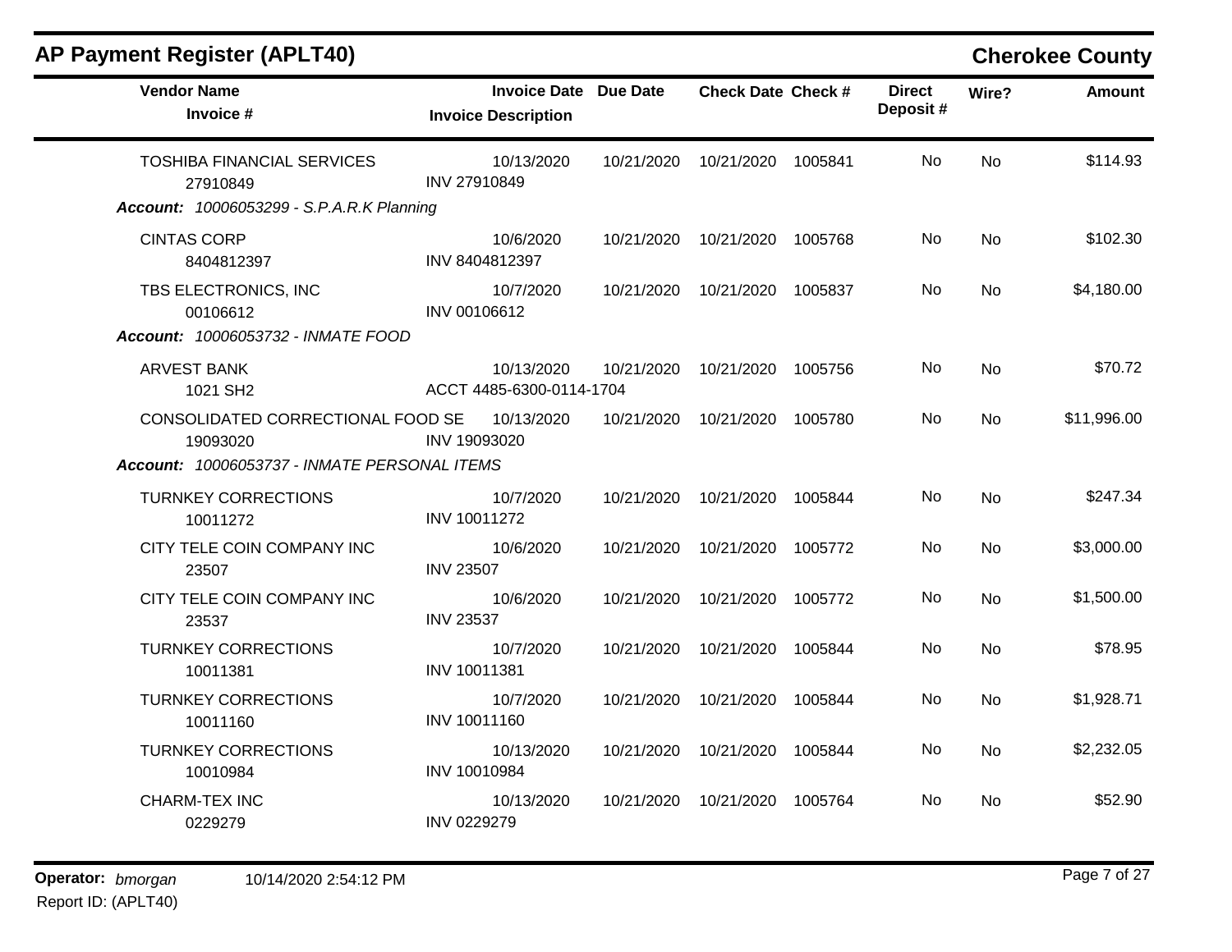## AP Payment Register (APLT40)

**Cherokee County**

| Vendor Name / Invoice # | Invoice Date / Invoice Description | Due Date | Check Date | Check # | Direct Deposit # | Wire? | Amount |
|---|---|---|---|---|---|---|---|
| TOSHIBA FINANCIAL SERVICES 27910849 | 10/13/2020 INV 27910849 | 10/21/2020 | 10/21/2020 | 1005841 | No | No | $114.93 |
| ***Account: 10006053299 - S.P.A.R.K Planning*** | | | | | | | |
| CINTAS CORP 8404812397 | 10/6/2020 INV 8404812397 | 10/21/2020 | 10/21/2020 | 1005768 | No | No | $102.30 |
| TBS ELECTRONICS, INC 00106612 | 10/7/2020 INV 00106612 | 10/21/2020 | 10/21/2020 | 1005837 | No | No | $4,180.00 |
| ***Account: 10006053732 - INMATE FOOD*** | | | | | | | |
| ARVEST BANK 1021 SH2 | 10/13/2020 ACCT 4485-6300-0114-1704 | 10/21/2020 | 10/21/2020 | 1005756 | No | No | $70.72 |
| CONSOLIDATED CORRECTIONAL FOOD SE 19093020 | 10/13/2020 INV 19093020 | 10/21/2020 | 10/21/2020 | 1005780 | No | No | $11,996.00 |
| ***Account: 10006053737 - INMATE PERSONAL ITEMS*** | | | | | | | |
| TURNKEY CORRECTIONS 10011272 | 10/7/2020 INV 10011272 | 10/21/2020 | 10/21/2020 | 1005844 | No | No | $247.34 |
| CITY TELE COIN COMPANY INC 23507 | 10/6/2020 INV 23507 | 10/21/2020 | 10/21/2020 | 1005772 | No | No | $3,000.00 |
| CITY TELE COIN COMPANY INC 23537 | 10/6/2020 INV 23537 | 10/21/2020 | 10/21/2020 | 1005772 | No | No | $1,500.00 |
| TURNKEY CORRECTIONS 10011381 | 10/7/2020 INV 10011381 | 10/21/2020 | 10/21/2020 | 1005844 | No | No | $78.95 |
| TURNKEY CORRECTIONS 10011160 | 10/7/2020 INV 10011160 | 10/21/2020 | 10/21/2020 | 1005844 | No | No | $1,928.71 |
| TURNKEY CORRECTIONS 10010984 | 10/13/2020 INV 10010984 | 10/21/2020 | 10/21/2020 | 1005844 | No | No | $2,232.05 |
| CHARM-TEX INC 0229279 | 10/13/2020 INV 0229279 | 10/21/2020 | 10/21/2020 | 1005764 | No | No | $52.90 |

**Operator:** *bmorgan* 10/14/2020 2:54:12 PM
Report ID: (APLT40)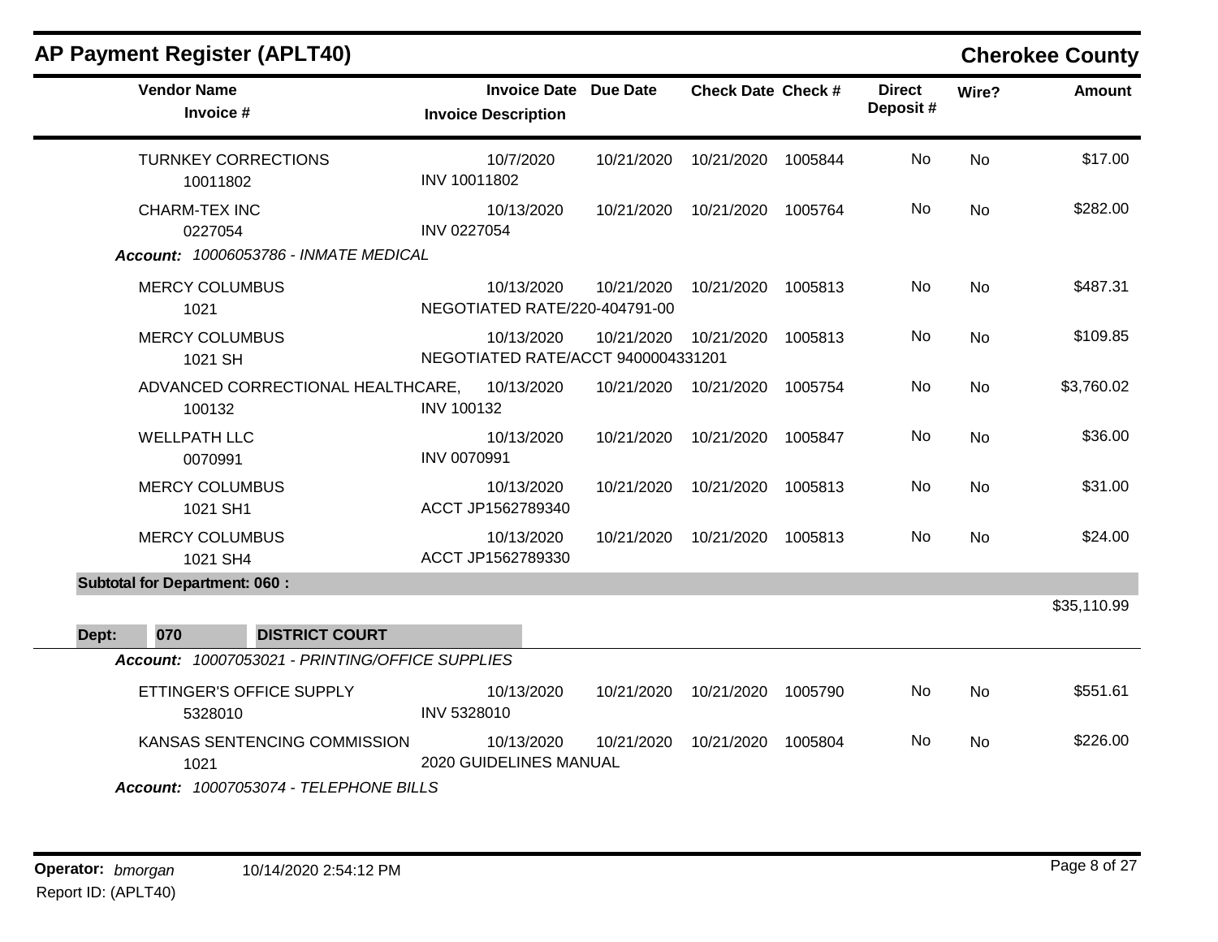## AP Payment Register (APLT40)

**Cherokee County**

| Vendor Name / Invoice # | Invoice Date / Invoice Description | Due Date | Check Date | Check # | Direct Deposit # | Wire? | Amount |
|---|---|---|---|---|---|---|---|
| TURNKEY CORRECTIONS<br>10011802 | 10/7/2020<br>INV 10011802 | 10/21/2020 | 10/21/2020 | 1005844 | No | No | $17.00 |
| CHARM-TEX INC<br>0227054 | 10/13/2020<br>INV 0227054 | 10/21/2020 | 10/21/2020 | 1005764 | No | No | $282.00 |
| ***Account:*** *10006053786 - INMATE MEDICAL* | | | | | | | |
| MERCY COLUMBUS<br>1021 | 10/13/2020<br>NEGOTIATED RATE/220-404791-00 | 10/21/2020 | 10/21/2020 | 1005813 | No | No | $487.31 |
| MERCY COLUMBUS<br>1021 SH | 10/13/2020<br>NEGOTIATED RATE/ACCT 9400004331201 | 10/21/2020 | 10/21/2020 | 1005813 | No | No | $109.85 |
| ADVANCED CORRECTIONAL HEALTHCARE,<br>100132 | 10/13/2020<br>INV 100132 | 10/21/2020 | 10/21/2020 | 1005754 | No | No | $3,760.02 |
| WELLPATH LLC<br>0070991 | 10/13/2020<br>INV 0070991 | 10/21/2020 | 10/21/2020 | 1005847 | No | No | $36.00 |
| MERCY COLUMBUS<br>1021 SH1 | 10/13/2020<br>ACCT JP1562789340 | 10/21/2020 | 10/21/2020 | 1005813 | No | No | $31.00 |
| MERCY COLUMBUS<br>1021 SH4 | 10/13/2020<br>ACCT JP1562789330 | 10/21/2020 | 10/21/2020 | 1005813 | No | No | $24.00 |
| **Subtotal for Department: 060 :** | | | | | | | $35,110.99 |
| **Dept: 070 DISTRICT COURT** | | | | | | | |
| ***Account:*** *10007053021 - PRINTING/OFFICE SUPPLIES* | | | | | | | |
| ETTINGER'S OFFICE SUPPLY<br>5328010 | 10/13/2020<br>INV 5328010 | 10/21/2020 | 10/21/2020 | 1005790 | No | No | $551.61 |
| KANSAS SENTENCING COMMISSION<br>1021 | 10/13/2020<br>2020 GUIDELINES MANUAL | 10/21/2020 | 10/21/2020 | 1005804 | No | No | $226.00 |
| ***Account:*** *10007053074 - TELEPHONE BILLS* | | | | | | | |

**Operator:** *bmorgan* 10/14/2020 2:54:12 PM
Report ID: (APLT40)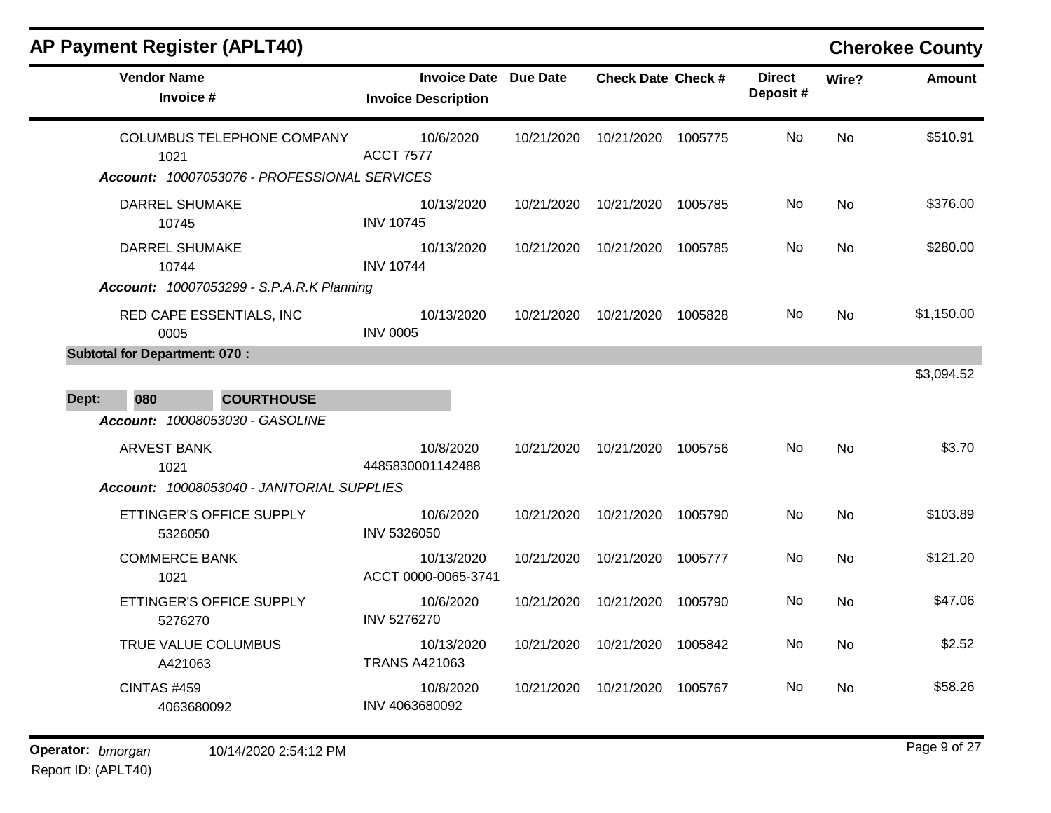## AP Payment Register (APLT40)

**Cherokee County**

| Vendor Name / Invoice # | Invoice Date / Invoice Description | Due Date | Check Date | Check # | Direct Deposit # | Wire? | Amount |
|---|---|---|---|---|---|---|---|
| COLUMBUS TELEPHONE COMPANY<br>1021 | 10/6/2020<br>ACCT 7577 | 10/21/2020 | 10/21/2020 | 1005775 | No | No | $510.91 |
| ***Account:** 10007053076 - PROFESSIONAL SERVICES* | | | | | | | |
| DARREL SHUMAKE<br>10745 | 10/13/2020<br>INV 10745 | 10/21/2020 | 10/21/2020 | 1005785 | No | No | $376.00 |
| DARREL SHUMAKE<br>10744 | 10/13/2020<br>INV 10744 | 10/21/2020 | 10/21/2020 | 1005785 | No | No | $280.00 |
| ***Account:** 10007053299 - S.P.A.R.K Planning* | | | | | | | |
| RED CAPE ESSENTIALS, INC<br>0005 | 10/13/2020<br>INV 0005 | 10/21/2020 | 10/21/2020 | 1005828 | No | No | $1,150.00 |
| **Subtotal for Department: 070 :** | | | | | | | $3,094.52 |
| **Dept: 080 COURTHOUSE** | | | | | | | |
| ***Account:** 10008053030 - GASOLINE* | | | | | | | |
| ARVEST BANK<br>1021 | 10/8/2020<br>4485830001142488 | 10/21/2020 | 10/21/2020 | 1005756 | No | No | $3.70 |
| ***Account:** 10008053040 - JANITORIAL SUPPLIES* | | | | | | | |
| ETTINGER'S OFFICE SUPPLY<br>5326050 | 10/6/2020<br>INV 5326050 | 10/21/2020 | 10/21/2020 | 1005790 | No | No | $103.89 |
| COMMERCE BANK<br>1021 | 10/13/2020<br>ACCT 0000-0065-3741 | 10/21/2020 | 10/21/2020 | 1005777 | No | No | $121.20 |
| ETTINGER'S OFFICE SUPPLY<br>5276270 | 10/6/2020<br>INV 5276270 | 10/21/2020 | 10/21/2020 | 1005790 | No | No | $47.06 |
| TRUE VALUE COLUMBUS<br>A421063 | 10/13/2020<br>TRANS A421063 | 10/21/2020 | 10/21/2020 | 1005842 | No | No | $2.52 |
| CINTAS #459<br>4063680092 | 10/8/2020<br>INV 4063680092 | 10/21/2020 | 10/21/2020 | 1005767 | No | No | $58.26 |

**Operator:** *bmorgan* 10/14/2020 2:54:12 PM
Report ID: (APLT40)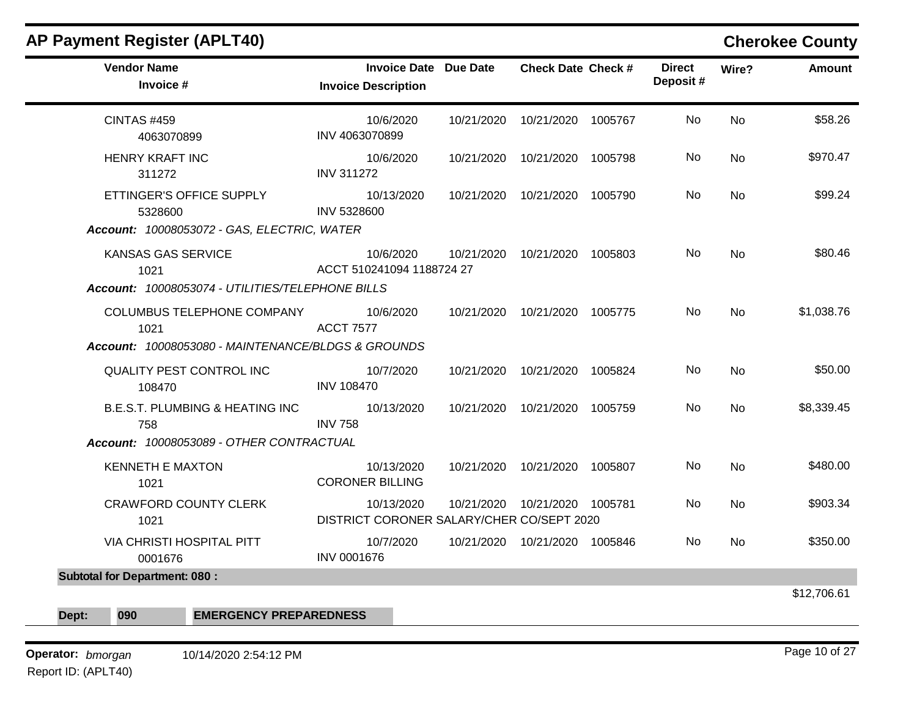## AP Payment Register (APLT40)

## Cherokee County

| Vendor Name / Invoice # | Invoice Date / Invoice Description | Due Date | Check Date | Check # | Direct Deposit # | Wire? | Amount |
|---|---|---|---|---|---|---|---|
| CINTAS #459<br>4063070899 | 10/6/2020<br>INV 4063070899 | 10/21/2020 | 10/21/2020 | 1005767 | No | No | $58.26 |
| HENRY KRAFT INC<br>311272 | 10/6/2020<br>INV 311272 | 10/21/2020 | 10/21/2020 | 1005798 | No | No | $970.47 |
| ETTINGER'S OFFICE SUPPLY<br>5328600 | 10/13/2020<br>INV 5328600 | 10/21/2020 | 10/21/2020 | 1005790 | No | No | $99.24 |
| ***Account:** 10008053072 - GAS, ELECTRIC, WATER* | | | | | | | |
| KANSAS GAS SERVICE<br>1021 | 10/6/2020<br>ACCT 510241094 1188724 27 | 10/21/2020 | 10/21/2020 | 1005803 | No | No | $80.46 |
| ***Account:** 10008053074 - UTILITIES/TELEPHONE BILLS* | | | | | | | |
| COLUMBUS TELEPHONE COMPANY<br>1021 | 10/6/2020<br>ACCT 7577 | 10/21/2020 | 10/21/2020 | 1005775 | No | No | $1,038.76 |
| ***Account:** 10008053080 - MAINTENANCE/BLDGS & GROUNDS* | | | | | | | |
| QUALITY PEST CONTROL INC<br>108470 | 10/7/2020<br>INV 108470 | 10/21/2020 | 10/21/2020 | 1005824 | No | No | $50.00 |
| B.E.S.T. PLUMBING & HEATING INC<br>758 | 10/13/2020<br>INV 758 | 10/21/2020 | 10/21/2020 | 1005759 | No | No | $8,339.45 |
| ***Account:** 10008053089 - OTHER CONTRACTUAL* | | | | | | | |
| KENNETH E MAXTON<br>1021 | 10/13/2020<br>CORONER BILLING | 10/21/2020 | 10/21/2020 | 1005807 | No | No | $480.00 |
| CRAWFORD COUNTY CLERK<br>1021 | 10/13/2020<br>DISTRICT CORONER SALARY/CHER CO/SEPT 2020 | 10/21/2020 | 10/21/2020 | 1005781 | No | No | $903.34 |
| VIA CHRISTI HOSPITAL PITT<br>0001676 | 10/7/2020<br>INV 0001676 | 10/21/2020 | 10/21/2020 | 1005846 | No | No | $350.00 |
| **Subtotal for Department: 080 :** | | | | | | | $12,706.61 |

**Dept: 090 EMERGENCY PREPAREDNESS**

**Operator:** *bmorgan* 10/14/2020 2:54:12 PM
Report ID: (APLT40)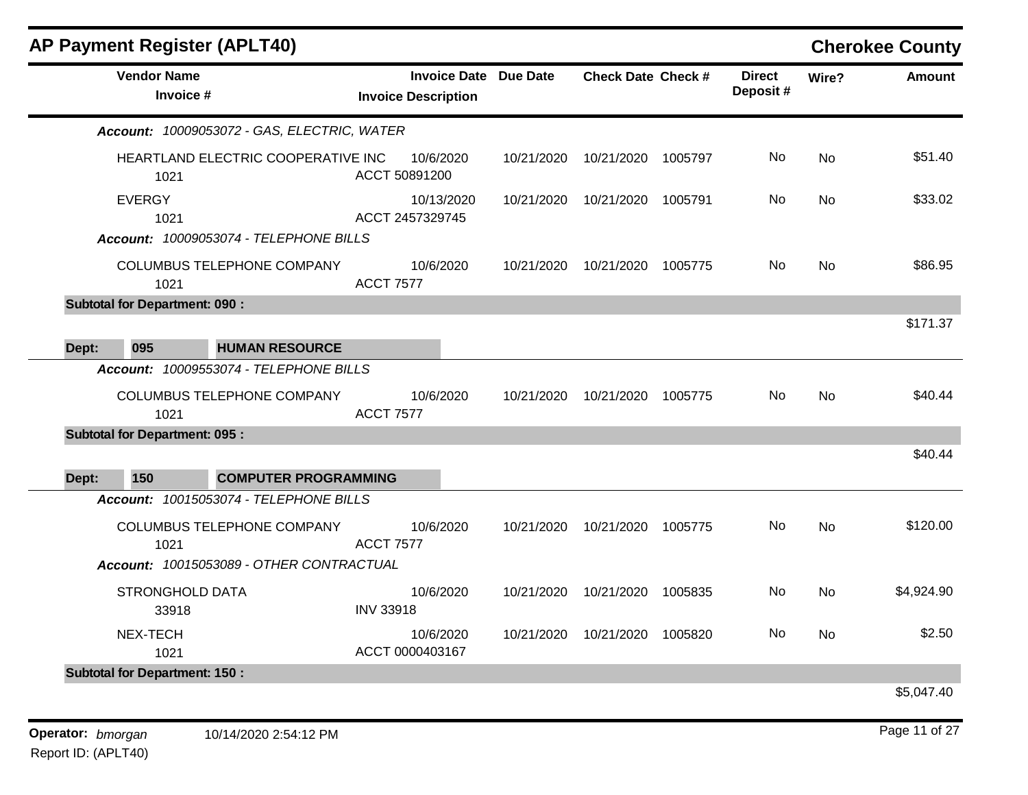## AP Payment Register (APLT40)

**Cherokee County**

| Vendor Name / Invoice # | Invoice Date / Invoice Description | Due Date | Check Date | Check # | Direct Deposit # | Wire? | Amount |
|---|---|---|---|---|---|---|---|
| ***Account:*** *10009053072 - GAS, ELECTRIC, WATER* | | | | | | | |
| HEARTLAND ELECTRIC COOPERATIVE INC 1021 | 10/6/2020 ACCT 50891200 | 10/21/2020 | 10/21/2020 | 1005797 | No | No | $51.40 |
| EVERGY 1021 | 10/13/2020 ACCT 2457329745 | 10/21/2020 | 10/21/2020 | 1005791 | No | No | $33.02 |
| ***Account:*** *10009053074 - TELEPHONE BILLS* | | | | | | | |
| COLUMBUS TELEPHONE COMPANY 1021 | 10/6/2020 ACCT 7577 | 10/21/2020 | 10/21/2020 | 1005775 | No | No | $86.95 |
| **Subtotal for Department: 090 :** | | | | | | | $171.37 |
| **Dept: 095 HUMAN RESOURCE** | | | | | | | |
| ***Account:*** *10009553074 - TELEPHONE BILLS* | | | | | | | |
| COLUMBUS TELEPHONE COMPANY 1021 | 10/6/2020 ACCT 7577 | 10/21/2020 | 10/21/2020 | 1005775 | No | No | $40.44 |
| **Subtotal for Department: 095 :** | | | | | | | $40.44 |
| **Dept: 150 COMPUTER PROGRAMMING** | | | | | | | |
| ***Account:*** *10015053074 - TELEPHONE BILLS* | | | | | | | |
| COLUMBUS TELEPHONE COMPANY 1021 | 10/6/2020 ACCT 7577 | 10/21/2020 | 10/21/2020 | 1005775 | No | No | $120.00 |
| ***Account:*** *10015053089 - OTHER CONTRACTUAL* | | | | | | | |
| STRONGHOLD DATA 33918 | 10/6/2020 INV 33918 | 10/21/2020 | 10/21/2020 | 1005835 | No | No | $4,924.90 |
| NEX-TECH 1021 | 10/6/2020 ACCT 0000403167 | 10/21/2020 | 10/21/2020 | 1005820 | No | No | $2.50 |
| **Subtotal for Department: 150 :** | | | | | | | $5,047.40 |

**Operator:** *bmorgan* 10/14/2020 2:54:12 PM

Report ID: (APLT40)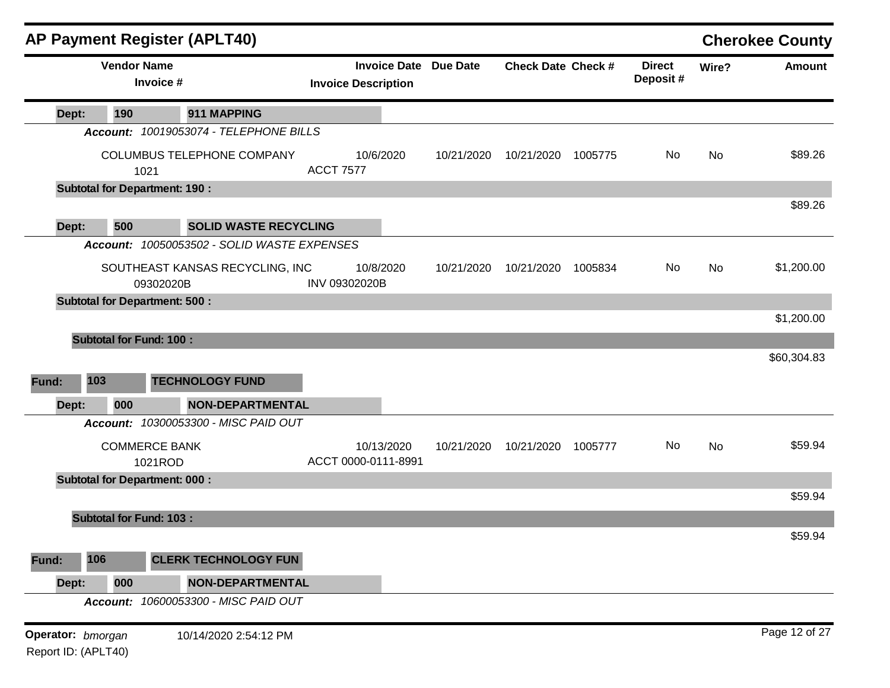## AP Payment Register (APLT40)

**Cherokee County**

| Vendor Name / Invoice # | Invoice Date / Invoice Description | Due Date | Check Date | Check # | Direct Deposit # | Wire? | Amount |
|---|---|---|---|---|---|---|---|
| **Dept: 190 — 911 MAPPING** | | | | | | | |
| ***Account: 10019053074 - TELEPHONE BILLS*** | | | | | | | |
| COLUMBUS TELEPHONE COMPANY<br>1021 | 10/6/2020<br>ACCT 7577 | 10/21/2020 | 10/21/2020 | 1005775 | No | No | $89.26 |
| **Subtotal for Department: 190 :** | | | | | | | $89.26 |
| **Dept: 500 — SOLID WASTE RECYCLING** | | | | | | | |
| ***Account: 10050053502 - SOLID WASTE EXPENSES*** | | | | | | | |
| SOUTHEAST KANSAS RECYCLING, INC<br>09302020B | 10/8/2020<br>INV 09302020B | 10/21/2020 | 10/21/2020 | 1005834 | No | No | $1,200.00 |
| **Subtotal for Department: 500 :** | | | | | | | $1,200.00 |
| **Subtotal for Fund: 100 :** | | | | | | | $60,304.83 |
| **Fund: 103 — TECHNOLOGY FUND** | | | | | | | |
| **Dept: 000 — NON-DEPARTMENTAL** | | | | | | | |
| ***Account: 10300053300 - MISC PAID OUT*** | | | | | | | |
| COMMERCE BANK<br>1021ROD | 10/13/2020<br>ACCT 0000-0111-8991 | 10/21/2020 | 10/21/2020 | 1005777 | No | No | $59.94 |
| **Subtotal for Department: 000 :** | | | | | | | $59.94 |
| **Subtotal for Fund: 103 :** | | | | | | | $59.94 |
| **Fund: 106 — CLERK TECHNOLOGY FUN** | | | | | | | |
| **Dept: 000 — NON-DEPARTMENTAL** | | | | | | | |
| ***Account: 10600053300 - MISC PAID OUT*** | | | | | | | |

**Operator:** *bmorgan* 10/14/2020 2:54:12 PM

Report ID: (APLT40)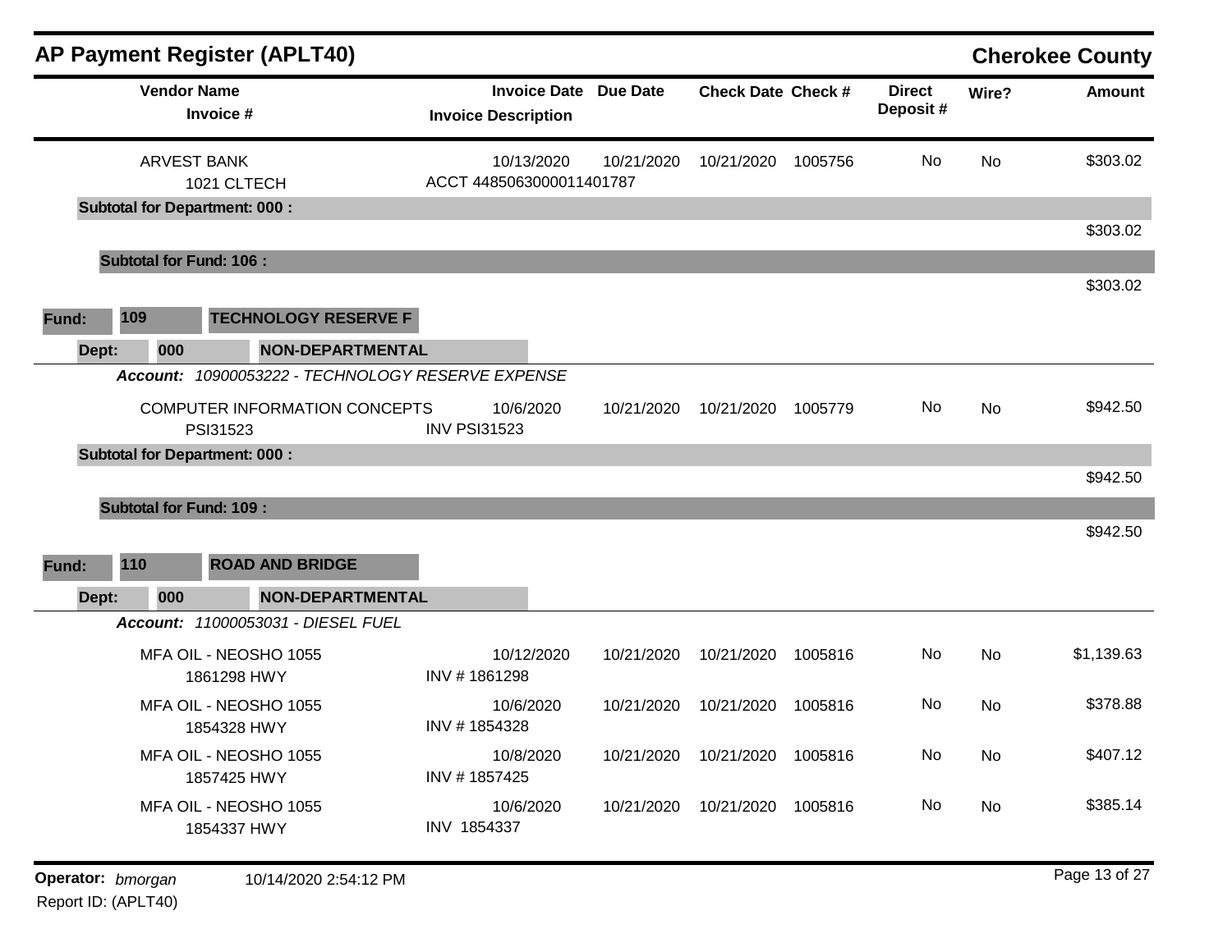## AP Payment Register (APLT40)

**Cherokee County**

| Vendor Name / Invoice # | Invoice Date / Invoice Description | Due Date | Check Date | Check # | Direct Deposit # | Wire? | Amount |
|---|---|---|---|---|---|---|---|
| ARVEST BANK<br>1021 CLTECH | 10/13/2020<br>ACCT 4485063000011401787 | 10/21/2020 | 10/21/2020 | 1005756 | No | No | $303.02 |
| **Subtotal for Department: 000 :** | | | | | | | $303.02 |
| **Subtotal for Fund: 106 :** | | | | | | | $303.02 |

**Fund: 109 TECHNOLOGY RESERVE F**

**Dept: 000 NON-DEPARTMENTAL**

***Account: 10900053222 - TECHNOLOGY RESERVE EXPENSE***

| Vendor Name / Invoice # | Invoice Date / Invoice Description | Due Date | Check Date | Check # | Direct Deposit # | Wire? | Amount |
|---|---|---|---|---|---|---|---|
| COMPUTER INFORMATION CONCEPTS<br>PSI31523 | 10/6/2020<br>INV PSI31523 | 10/21/2020 | 10/21/2020 | 1005779 | No | No | $942.50 |
| **Subtotal for Department: 000 :** | | | | | | | $942.50 |
| **Subtotal for Fund: 109 :** | | | | | | | $942.50 |

**Fund: 110 ROAD AND BRIDGE**

**Dept: 000 NON-DEPARTMENTAL**

***Account: 11000053031 - DIESEL FUEL***

| Vendor Name / Invoice # | Invoice Date / Invoice Description | Due Date | Check Date | Check # | Direct Deposit # | Wire? | Amount |
|---|---|---|---|---|---|---|---|
| MFA OIL - NEOSHO 1055<br>1861298 HWY | 10/12/2020<br>INV # 1861298 | 10/21/2020 | 10/21/2020 | 1005816 | No | No | $1,139.63 |
| MFA OIL - NEOSHO 1055<br>1854328 HWY | 10/6/2020<br>INV # 1854328 | 10/21/2020 | 10/21/2020 | 1005816 | No | No | $378.88 |
| MFA OIL - NEOSHO 1055<br>1857425 HWY | 10/8/2020<br>INV # 1857425 | 10/21/2020 | 10/21/2020 | 1005816 | No | No | $407.12 |
| MFA OIL - NEOSHO 1055<br>1854337 HWY | 10/6/2020<br>INV 1854337 | 10/21/2020 | 10/21/2020 | 1005816 | No | No | $385.14 |

**Operator:** *bmorgan* 10/14/2020 2:54:12 PM

Report ID: (APLT40)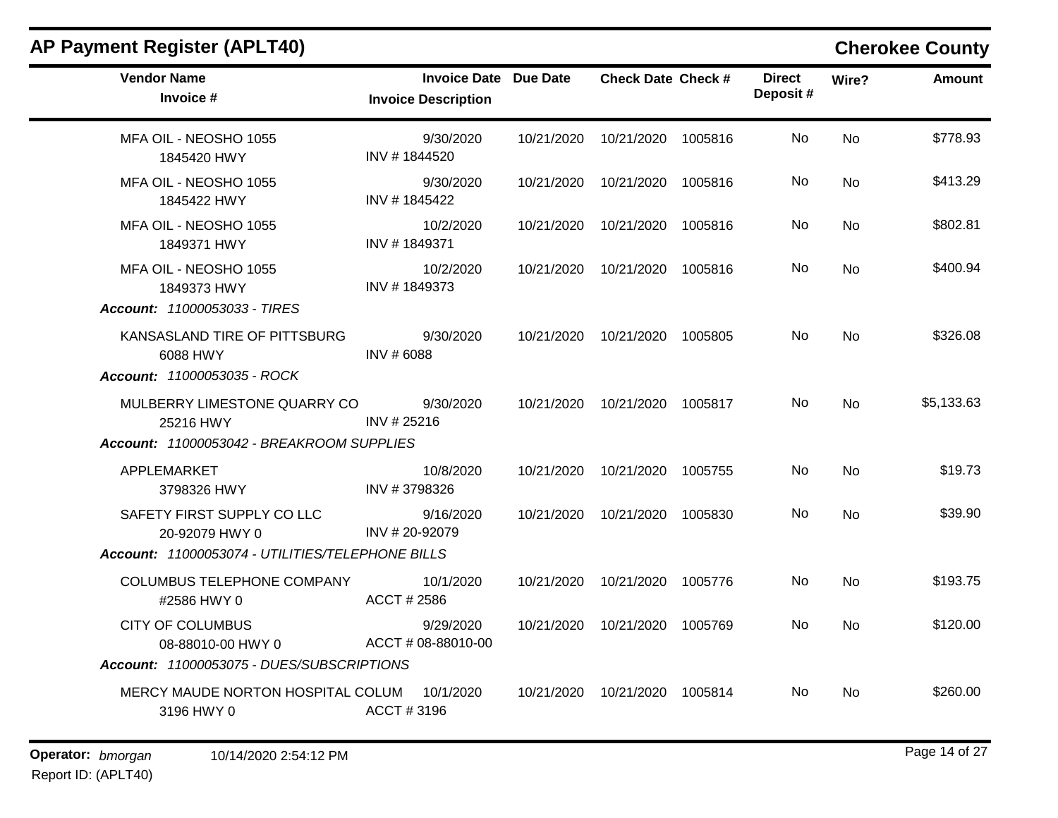# AP Payment Register (APLT40)

## Cherokee County

| Vendor Name / Invoice # | Invoice Date / Invoice Description | Due Date | Check Date | Check # | Direct Deposit # | Wire? | Amount |
|---|---|---|---|---|---|---|---|
| MFA OIL - NEOSHO 1055<br>1845420 HWY | 9/30/2020<br>INV # 1844520 | 10/21/2020 | 10/21/2020 | 1005816 | No | No | $778.93 |
| MFA OIL - NEOSHO 1055<br>1845422 HWY | 9/30/2020<br>INV # 1845422 | 10/21/2020 | 10/21/2020 | 1005816 | No | No | $413.29 |
| MFA OIL - NEOSHO 1055<br>1849371 HWY | 10/2/2020<br>INV # 1849371 | 10/21/2020 | 10/21/2020 | 1005816 | No | No | $802.81 |
| MFA OIL - NEOSHO 1055<br>1849373 HWY | 10/2/2020<br>INV # 1849373 | 10/21/2020 | 10/21/2020 | 1005816 | No | No | $400.94 |
| ***Account:** 11000053033 - TIRES* | | | | | | | |
| KANSASLAND TIRE OF PITTSBURG<br>6088 HWY | 9/30/2020<br>INV # 6088 | 10/21/2020 | 10/21/2020 | 1005805 | No | No | $326.08 |
| ***Account:** 11000053035 - ROCK* | | | | | | | |
| MULBERRY LIMESTONE QUARRY CO<br>25216 HWY | 9/30/2020<br>INV # 25216 | 10/21/2020 | 10/21/2020 | 1005817 | No | No | $5,133.63 |
| ***Account:** 11000053042 - BREAKROOM SUPPLIES* | | | | | | | |
| APPLEMARKET<br>3798326 HWY | 10/8/2020<br>INV # 3798326 | 10/21/2020 | 10/21/2020 | 1005755 | No | No | $19.73 |
| SAFETY FIRST SUPPLY CO LLC<br>20-92079 HWY 0 | 9/16/2020<br>INV # 20-92079 | 10/21/2020 | 10/21/2020 | 1005830 | No | No | $39.90 |
| ***Account:** 11000053074 - UTILITIES/TELEPHONE BILLS* | | | | | | | |
| COLUMBUS TELEPHONE COMPANY<br>#2586 HWY 0 | 10/1/2020<br>ACCT # 2586 | 10/21/2020 | 10/21/2020 | 1005776 | No | No | $193.75 |
| CITY OF COLUMBUS<br>08-88010-00 HWY 0 | 9/29/2020<br>ACCT # 08-88010-00 | 10/21/2020 | 10/21/2020 | 1005769 | No | No | $120.00 |
| ***Account:** 11000053075 - DUES/SUBSCRIPTIONS* | | | | | | | |
| MERCY MAUDE NORTON HOSPITAL COLUM<br>3196 HWY 0 | 10/1/2020<br>ACCT # 3196 | 10/21/2020 | 10/21/2020 | 1005814 | No | No | $260.00 |

**Operator:** *bmorgan* 10/14/2020 2:54:12 PM
Report ID: (APLT40)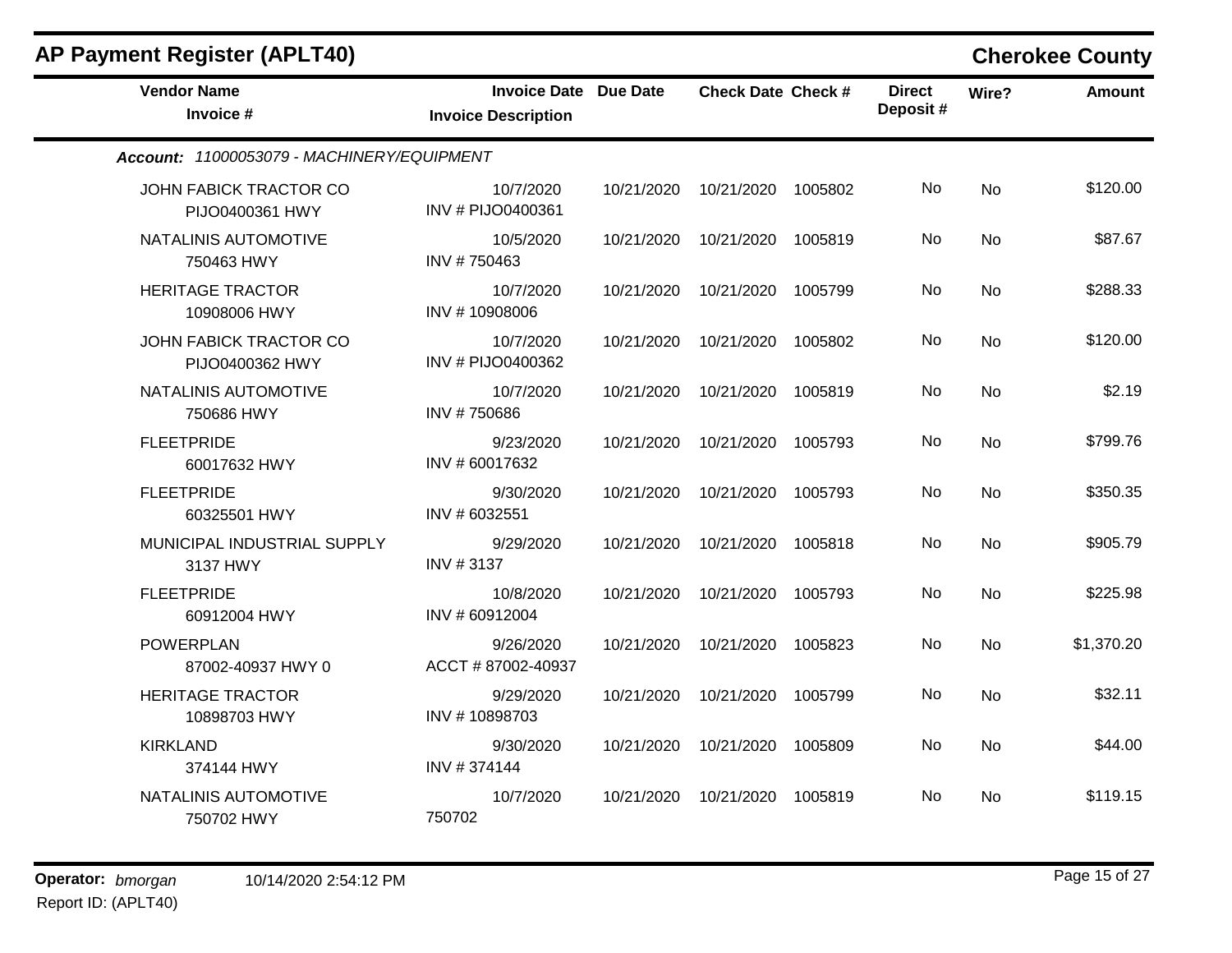## AP Payment Register (APLT40)

**Cherokee County**

| Vendor Name<br>Invoice # | Invoice Date<br>Invoice Description | Due Date | Check Date | Check # | Direct Deposit # | Wire? | Amount |
|---|---|---|---|---|---|---|---|
| ***Account:** 11000053079 - MACHINERY/EQUIPMENT* | | | | | | | |
| JOHN FABICK TRACTOR CO<br>PIJO0400361 HWY | 10/7/2020<br>INV # PIJO0400361 | 10/21/2020 | 10/21/2020 | 1005802 | No | No | $120.00 |
| NATALINIS AUTOMOTIVE<br>750463 HWY | 10/5/2020<br>INV # 750463 | 10/21/2020 | 10/21/2020 | 1005819 | No | No | $87.67 |
| HERITAGE TRACTOR<br>10908006 HWY | 10/7/2020<br>INV # 10908006 | 10/21/2020 | 10/21/2020 | 1005799 | No | No | $288.33 |
| JOHN FABICK TRACTOR CO<br>PIJO0400362 HWY | 10/7/2020<br>INV # PIJO0400362 | 10/21/2020 | 10/21/2020 | 1005802 | No | No | $120.00 |
| NATALINIS AUTOMOTIVE<br>750686 HWY | 10/7/2020<br>INV # 750686 | 10/21/2020 | 10/21/2020 | 1005819 | No | No | $2.19 |
| FLEETPRIDE<br>60017632 HWY | 9/23/2020<br>INV # 60017632 | 10/21/2020 | 10/21/2020 | 1005793 | No | No | $799.76 |
| FLEETPRIDE<br>60325501 HWY | 9/30/2020<br>INV # 6032551 | 10/21/2020 | 10/21/2020 | 1005793 | No | No | $350.35 |
| MUNICIPAL INDUSTRIAL SUPPLY<br>3137 HWY | 9/29/2020<br>INV # 3137 | 10/21/2020 | 10/21/2020 | 1005818 | No | No | $905.79 |
| FLEETPRIDE<br>60912004 HWY | 10/8/2020<br>INV # 60912004 | 10/21/2020 | 10/21/2020 | 1005793 | No | No | $225.98 |
| POWERPLAN<br>87002-40937 HWY 0 | 9/26/2020<br>ACCT # 87002-40937 | 10/21/2020 | 10/21/2020 | 1005823 | No | No | $1,370.20 |
| HERITAGE TRACTOR<br>10898703 HWY | 9/29/2020<br>INV # 10898703 | 10/21/2020 | 10/21/2020 | 1005799 | No | No | $32.11 |
| KIRKLAND<br>374144 HWY | 9/30/2020<br>INV # 374144 | 10/21/2020 | 10/21/2020 | 1005809 | No | No | $44.00 |
| NATALINIS AUTOMOTIVE<br>750702 HWY | 10/7/2020<br>750702 | 10/21/2020 | 10/21/2020 | 1005819 | No | No | $119.15 |

**Operator:** *bmorgan* 10/14/2020 2:54:12 PM

Report ID: (APLT40)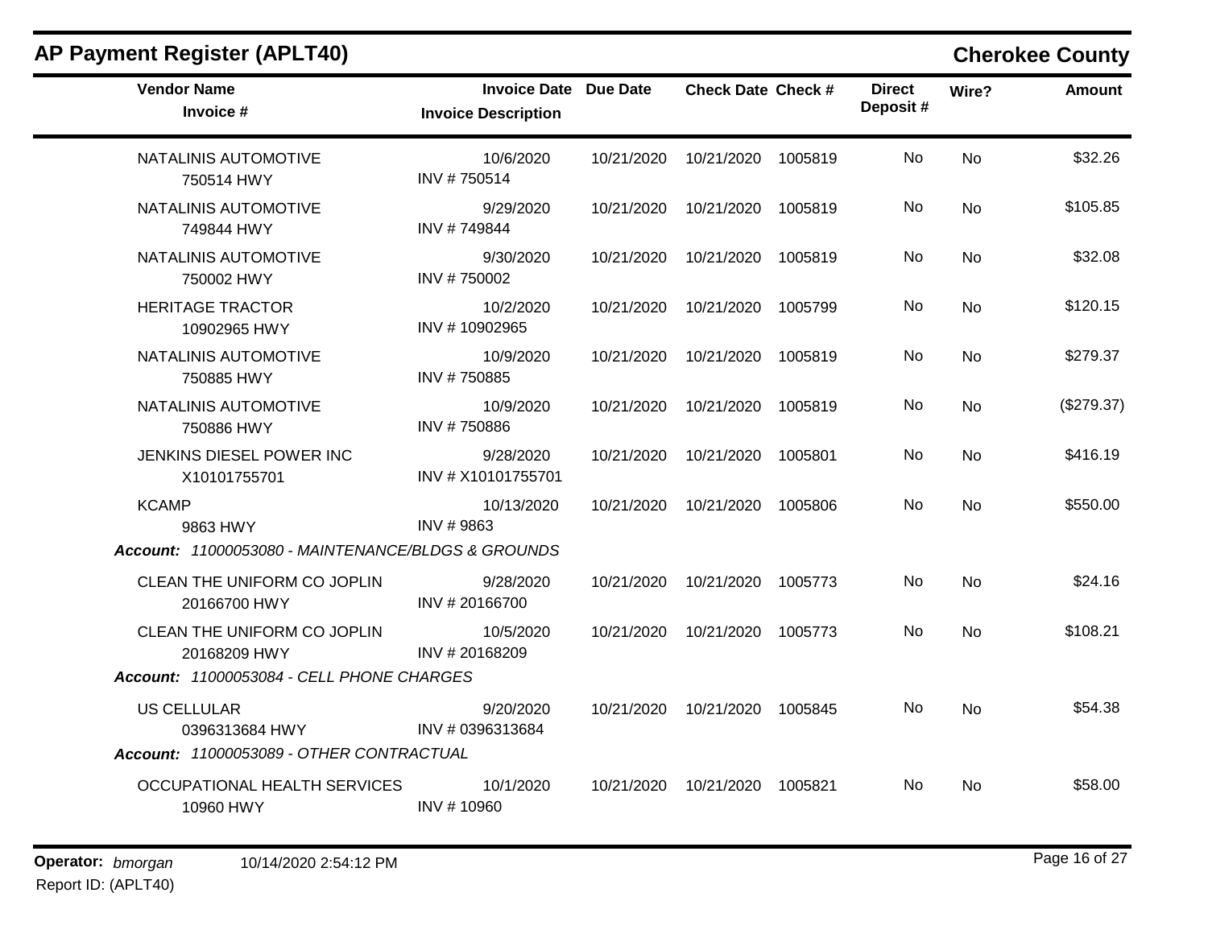## AP Payment Register (APLT40)

**Cherokee County**

| Vendor Name / Invoice # | Invoice Date / Invoice Description | Due Date | Check Date | Check # | Direct Deposit # | Wire? | Amount |
|---|---|---|---|---|---|---|---|
| NATALINIS AUTOMOTIVE<br>750514 HWY | 10/6/2020<br>INV # 750514 | 10/21/2020 | 10/21/2020 | 1005819 | No | No | $32.26 |
| NATALINIS AUTOMOTIVE<br>749844 HWY | 9/29/2020<br>INV # 749844 | 10/21/2020 | 10/21/2020 | 1005819 | No | No | $105.85 |
| NATALINIS AUTOMOTIVE<br>750002 HWY | 9/30/2020<br>INV # 750002 | 10/21/2020 | 10/21/2020 | 1005819 | No | No | $32.08 |
| HERITAGE TRACTOR<br>10902965 HWY | 10/2/2020<br>INV # 10902965 | 10/21/2020 | 10/21/2020 | 1005799 | No | No | $120.15 |
| NATALINIS AUTOMOTIVE<br>750885 HWY | 10/9/2020<br>INV # 750885 | 10/21/2020 | 10/21/2020 | 1005819 | No | No | $279.37 |
| NATALINIS AUTOMOTIVE<br>750886 HWY | 10/9/2020<br>INV # 750886 | 10/21/2020 | 10/21/2020 | 1005819 | No | No | ($279.37) |
| JENKINS DIESEL POWER INC<br>X10101755701 | 9/28/2020<br>INV # X10101755701 | 10/21/2020 | 10/21/2020 | 1005801 | No | No | $416.19 |
| KCAMP<br>9863 HWY | 10/13/2020<br>INV # 9863 | 10/21/2020 | 10/21/2020 | 1005806 | No | No | $550.00 |
| ***Account:*** *11000053080 - MAINTENANCE/BLDGS & GROUNDS* | | | | | | | |
| CLEAN THE UNIFORM CO JOPLIN<br>20166700 HWY | 9/28/2020<br>INV # 20166700 | 10/21/2020 | 10/21/2020 | 1005773 | No | No | $24.16 |
| CLEAN THE UNIFORM CO JOPLIN<br>20168209 HWY | 10/5/2020<br>INV # 20168209 | 10/21/2020 | 10/21/2020 | 1005773 | No | No | $108.21 |
| ***Account:*** *11000053084 - CELL PHONE CHARGES* | | | | | | | |
| US CELLULAR<br>0396313684 HWY | 9/20/2020<br>INV # 0396313684 | 10/21/2020 | 10/21/2020 | 1005845 | No | No | $54.38 |
| ***Account:*** *11000053089 - OTHER CONTRACTUAL* | | | | | | | |
| OCCUPATIONAL HEALTH SERVICES<br>10960 HWY | 10/1/2020<br>INV # 10960 | 10/21/2020 | 10/21/2020 | 1005821 | No | No | $58.00 |

**Operator:** *bmorgan* 10/14/2020 2:54:12 PM

Report ID: (APLT40)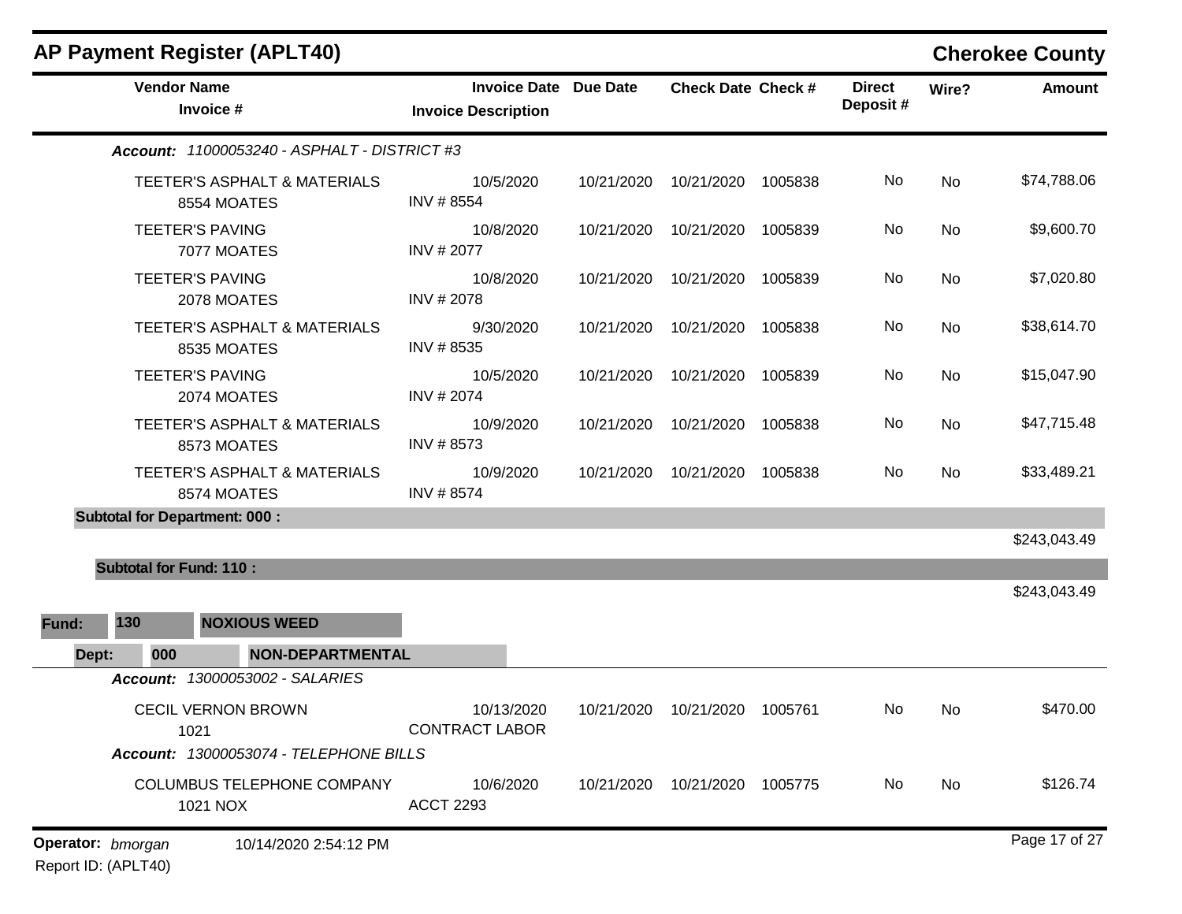## AP Payment Register (APLT40)

**Cherokee County**

| Vendor Name / Invoice # | Invoice Date / Invoice Description | Due Date | Check Date | Check # | Direct Deposit # | Wire? | Amount |
|---|---|---|---|---|---|---|---|
| ***Account: 11000053240 - ASPHALT - DISTRICT #3*** | | | | | | | |
| TEETER'S ASPHALT & MATERIALS<br>8554 MOATES | 10/5/2020<br>INV # 8554 | 10/21/2020 | 10/21/2020 | 1005838 | No | No | $74,788.06 |
| TEETER'S PAVING<br>7077 MOATES | 10/8/2020<br>INV # 2077 | 10/21/2020 | 10/21/2020 | 1005839 | No | No | $9,600.70 |
| TEETER'S PAVING<br>2078 MOATES | 10/8/2020<br>INV # 2078 | 10/21/2020 | 10/21/2020 | 1005839 | No | No | $7,020.80 |
| TEETER'S ASPHALT & MATERIALS<br>8535 MOATES | 9/30/2020<br>INV # 8535 | 10/21/2020 | 10/21/2020 | 1005838 | No | No | $38,614.70 |
| TEETER'S PAVING<br>2074 MOATES | 10/5/2020<br>INV # 2074 | 10/21/2020 | 10/21/2020 | 1005839 | No | No | $15,047.90 |
| TEETER'S ASPHALT & MATERIALS<br>8573 MOATES | 10/9/2020<br>INV # 8573 | 10/21/2020 | 10/21/2020 | 1005838 | No | No | $47,715.48 |
| TEETER'S ASPHALT & MATERIALS<br>8574 MOATES | 10/9/2020<br>INV # 8574 | 10/21/2020 | 10/21/2020 | 1005838 | No | No | $33,489.21 |
| **Subtotal for Department: 000 :** | | | | | | | $243,043.49 |
| **Subtotal for Fund: 110 :** | | | | | | | $243,043.49 |

**Fund: 130 NOXIOUS WEED**

**Dept: 000 NON-DEPARTMENTAL**

| Vendor Name / Invoice # | Invoice Date / Invoice Description | Due Date | Check Date | Check # | Direct Deposit # | Wire? | Amount |
|---|---|---|---|---|---|---|---|
| ***Account: 13000053002 - SALARIES*** | | | | | | | |
| CECIL VERNON BROWN<br>1021 | 10/13/2020<br>CONTRACT LABOR | 10/21/2020 | 10/21/2020 | 1005761 | No | No | $470.00 |
| ***Account: 13000053074 - TELEPHONE BILLS*** | | | | | | | |
| COLUMBUS TELEPHONE COMPANY<br>1021 NOX | 10/6/2020<br>ACCT 2293 | 10/21/2020 | 10/21/2020 | 1005775 | No | No | $126.74 |

**Operator:** *bmorgan* 10/14/2020 2:54:12 PM

Report ID: (APLT40)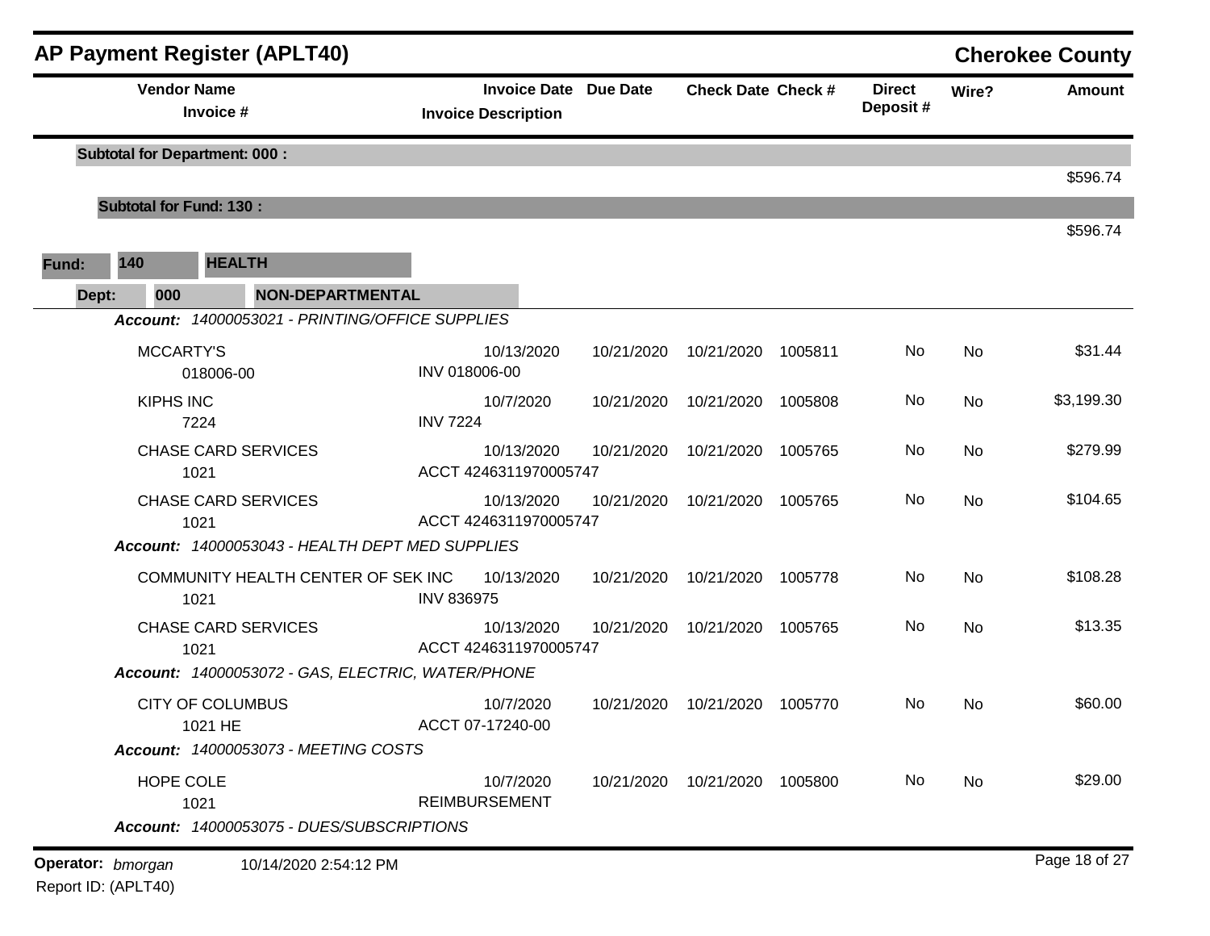## AP Payment Register (APLT40)

**Cherokee County**

| Vendor Name / Invoice # | Invoice Date / Invoice Description | Due Date | Check Date | Check # | Direct Deposit # | Wire? | Amount |
|---|---|---|---|---|---|---|---|
| **Subtotal for Department: 000 :** | | | | | | | $596.74 |
| **Subtotal for Fund: 130 :** | | | | | | | $596.74 |

**Fund:** 140 **HEALTH**

**Dept:** 000 **NON-DEPARTMENTAL**

*Account: 14000053021 - PRINTING/OFFICE SUPPLIES*

| Vendor Name / Invoice # | Invoice Date / Invoice Description | Due Date | Check Date | Check # | Direct Deposit # | Wire? | Amount |
|---|---|---|---|---|---|---|---|
| MCCARTY'S 018006-00 | 10/13/2020 INV 018006-00 | 10/21/2020 | 10/21/2020 | 1005811 | No | No | $31.44 |
| KIPHS INC 7224 | 10/7/2020 INV 7224 | 10/21/2020 | 10/21/2020 | 1005808 | No | No | $3,199.30 |
| CHASE CARD SERVICES 1021 | 10/13/2020 ACCT 4246311970005747 | 10/21/2020 | 10/21/2020 | 1005765 | No | No | $279.99 |
| CHASE CARD SERVICES 1021 | 10/13/2020 ACCT 4246311970005747 | 10/21/2020 | 10/21/2020 | 1005765 | No | No | $104.65 |

*Account: 14000053043 - HEALTH DEPT MED SUPPLIES*

| Vendor Name / Invoice # | Invoice Date / Invoice Description | Due Date | Check Date | Check # | Direct Deposit # | Wire? | Amount |
|---|---|---|---|---|---|---|---|
| COMMUNITY HEALTH CENTER OF SEK INC 1021 | 10/13/2020 INV 836975 | 10/21/2020 | 10/21/2020 | 1005778 | No | No | $108.28 |
| CHASE CARD SERVICES 1021 | 10/13/2020 ACCT 4246311970005747 | 10/21/2020 | 10/21/2020 | 1005765 | No | No | $13.35 |

*Account: 14000053072 - GAS, ELECTRIC, WATER/PHONE*

| Vendor Name / Invoice # | Invoice Date / Invoice Description | Due Date | Check Date | Check # | Direct Deposit # | Wire? | Amount |
|---|---|---|---|---|---|---|---|
| CITY OF COLUMBUS 1021 HE | 10/7/2020 ACCT 07-17240-00 | 10/21/2020 | 10/21/2020 | 1005770 | No | No | $60.00 |

*Account: 14000053073 - MEETING COSTS*

| Vendor Name / Invoice # | Invoice Date / Invoice Description | Due Date | Check Date | Check # | Direct Deposit # | Wire? | Amount |
|---|---|---|---|---|---|---|---|
| HOPE COLE 1021 | 10/7/2020 REIMBURSEMENT | 10/21/2020 | 10/21/2020 | 1005800 | No | No | $29.00 |

*Account: 14000053075 - DUES/SUBSCRIPTIONS*

**Operator:** *bmorgan* 10/14/2020 2:54:12 PM

Report ID: (APLT40)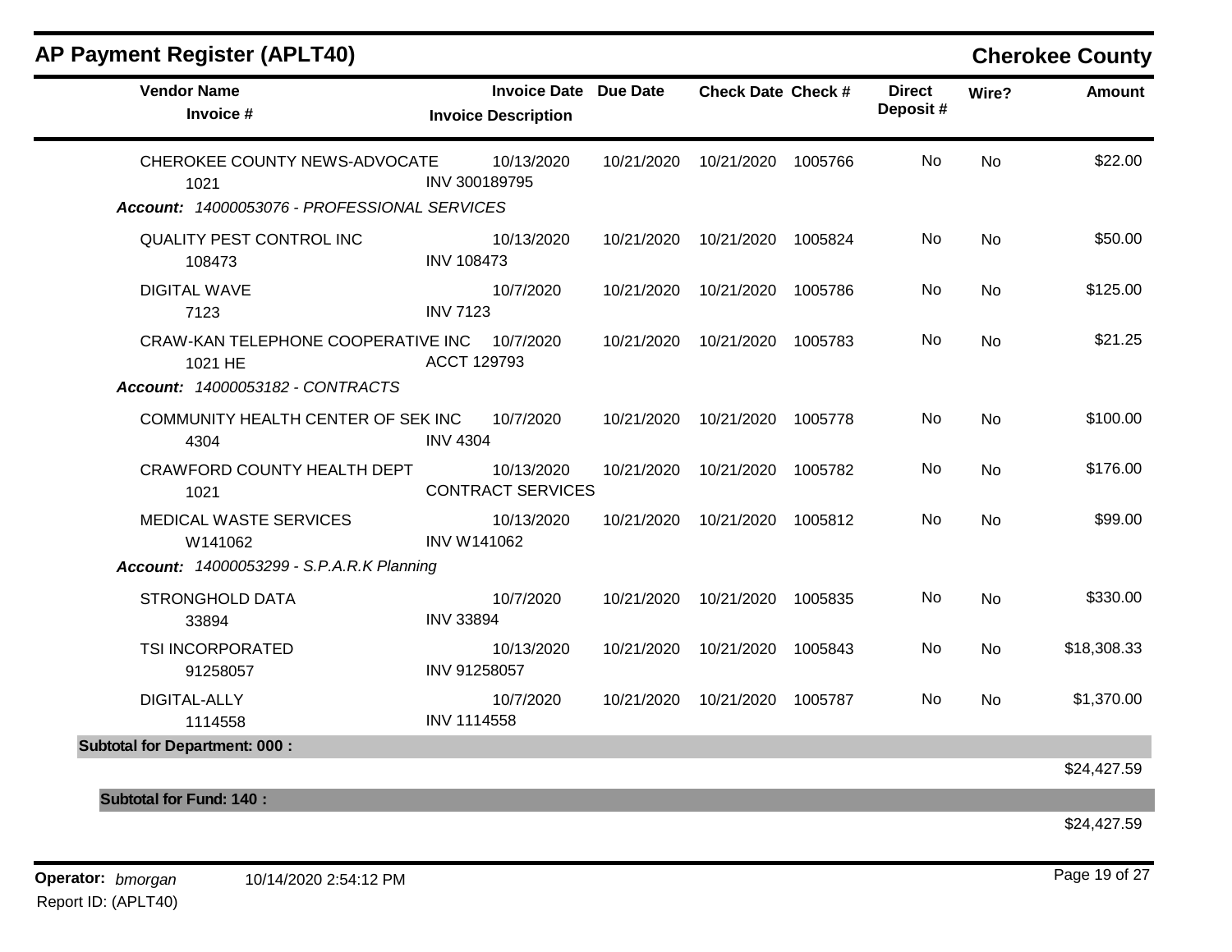# AP Payment Register (APLT40)

**Cherokee County**

| Vendor Name / Invoice # | Invoice Date / Invoice Description | Due Date | Check Date | Check # | Direct Deposit # | Wire? | Amount |
|---|---|---|---|---|---|---|---|
| CHEROKEE COUNTY NEWS-ADVOCATE<br>1021 | 10/13/2020<br>INV 300189795 | 10/21/2020 | 10/21/2020 | 1005766 | No | No | $22.00 |
| ***Account:*** *14000053076 - PROFESSIONAL SERVICES* | | | | | | | |
| QUALITY PEST CONTROL INC<br>108473 | 10/13/2020<br>INV 108473 | 10/21/2020 | 10/21/2020 | 1005824 | No | No | $50.00 |
| DIGITAL WAVE<br>7123 | 10/7/2020<br>INV 7123 | 10/21/2020 | 10/21/2020 | 1005786 | No | No | $125.00 |
| CRAW-KAN TELEPHONE COOPERATIVE INC<br>1021 HE | 10/7/2020<br>ACCT 129793 | 10/21/2020 | 10/21/2020 | 1005783 | No | No | $21.25 |
| ***Account:*** *14000053182 - CONTRACTS* | | | | | | | |
| COMMUNITY HEALTH CENTER OF SEK INC<br>4304 | 10/7/2020<br>INV 4304 | 10/21/2020 | 10/21/2020 | 1005778 | No | No | $100.00 |
| CRAWFORD COUNTY HEALTH DEPT<br>1021 | 10/13/2020<br>CONTRACT SERVICES | 10/21/2020 | 10/21/2020 | 1005782 | No | No | $176.00 |
| MEDICAL WASTE SERVICES<br>W141062 | 10/13/2020<br>INV W141062 | 10/21/2020 | 10/21/2020 | 1005812 | No | No | $99.00 |
| ***Account:*** *14000053299 - S.P.A.R.K Planning* | | | | | | | |
| STRONGHOLD DATA<br>33894 | 10/7/2020<br>INV 33894 | 10/21/2020 | 10/21/2020 | 1005835 | No | No | $330.00 |
| TSI INCORPORATED<br>91258057 | 10/13/2020<br>INV 91258057 | 10/21/2020 | 10/21/2020 | 1005843 | No | No | $18,308.33 |
| DIGITAL-ALLY<br>1114558 | 10/7/2020<br>INV 1114558 | 10/21/2020 | 10/21/2020 | 1005787 | No | No | $1,370.00 |
| **Subtotal for Department: 000 :** | | | | | | | $24,427.59 |
| **Subtotal for Fund: 140 :** | | | | | | | $24,427.59 |

**Operator:** *bmorgan* 10/14/2020 2:54:12 PM

Report ID: (APLT40)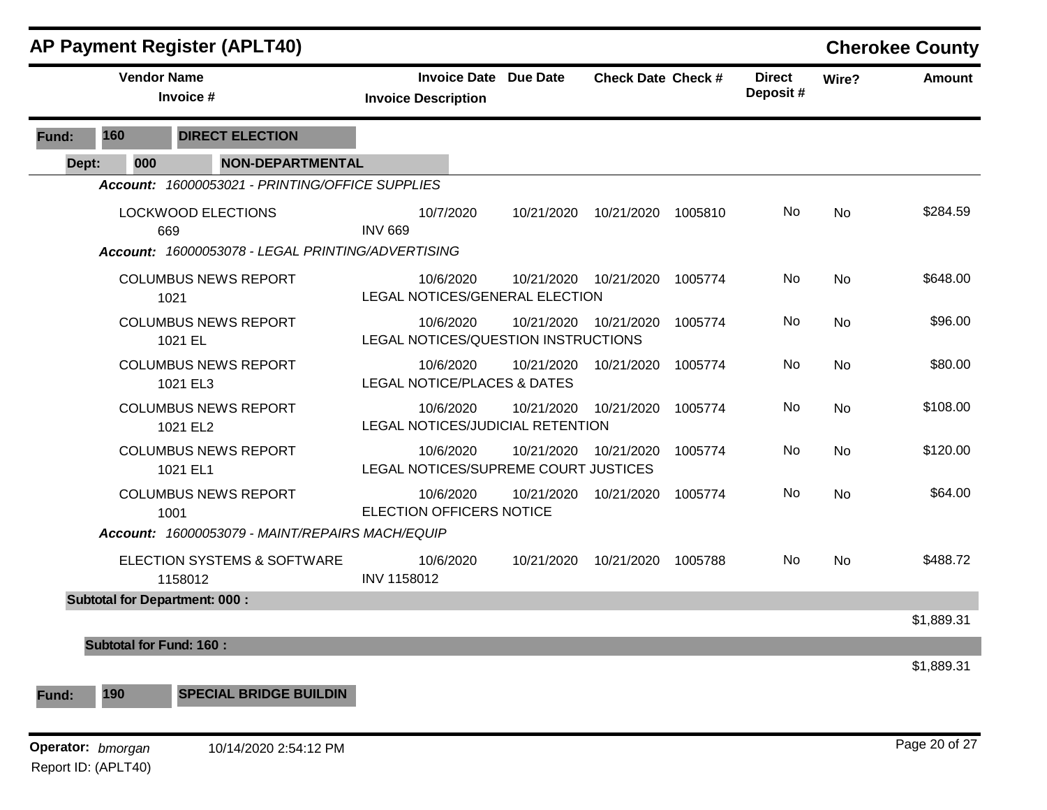# AP Payment Register (APLT40)

**Cherokee County**

| Vendor Name / Invoice # | Invoice Date / Invoice Description | Due Date | Check Date | Check # | Direct Deposit # | Wire? | Amount |
|---|---|---|---|---|---|---|---|
| **Fund: 160 DIRECT ELECTION** | | | | | | | |
| **Dept: 000 NON-DEPARTMENTAL** | | | | | | | |
| ***Account: 16000053021 - PRINTING/OFFICE SUPPLIES*** | | | | | | | |
| LOCKWOOD ELECTIONS<br>669 | 10/7/2020<br>INV 669 | 10/21/2020 | 10/21/2020 | 1005810 | No | No | $284.59 |
| ***Account: 16000053078 - LEGAL PRINTING/ADVERTISING*** | | | | | | | |
| COLUMBUS NEWS REPORT<br>1021 | 10/6/2020<br>LEGAL NOTICES/GENERAL ELECTION | 10/21/2020 | 10/21/2020 | 1005774 | No | No | $648.00 |
| COLUMBUS NEWS REPORT<br>1021 EL | 10/6/2020<br>LEGAL NOTICES/QUESTION INSTRUCTIONS | 10/21/2020 | 10/21/2020 | 1005774 | No | No | $96.00 |
| COLUMBUS NEWS REPORT<br>1021 EL3 | 10/6/2020<br>LEGAL NOTICE/PLACES & DATES | 10/21/2020 | 10/21/2020 | 1005774 | No | No | $80.00 |
| COLUMBUS NEWS REPORT<br>1021 EL2 | 10/6/2020<br>LEGAL NOTICES/JUDICIAL RETENTION | 10/21/2020 | 10/21/2020 | 1005774 | No | No | $108.00 |
| COLUMBUS NEWS REPORT<br>1021 EL1 | 10/6/2020<br>LEGAL NOTICES/SUPREME COURT JUSTICES | 10/21/2020 | 10/21/2020 | 1005774 | No | No | $120.00 |
| COLUMBUS NEWS REPORT<br>1001 | 10/6/2020<br>ELECTION OFFICERS NOTICE | 10/21/2020 | 10/21/2020 | 1005774 | No | No | $64.00 |
| ***Account: 16000053079 - MAINT/REPAIRS MACH/EQUIP*** | | | | | | | |
| ELECTION SYSTEMS & SOFTWARE<br>1158012 | 10/6/2020<br>INV 1158012 | 10/21/2020 | 10/21/2020 | 1005788 | No | No | $488.72 |
| **Subtotal for Department: 000 :** | | | | | | | $1,889.31 |
| **Subtotal for Fund: 160 :** | | | | | | | $1,889.31 |
| **Fund: 190 SPECIAL BRIDGE BUILDIN** | | | | | | | |

Operator: *bmorgan* 10/14/2020 2:54:12 PM

Report ID: (APLT40)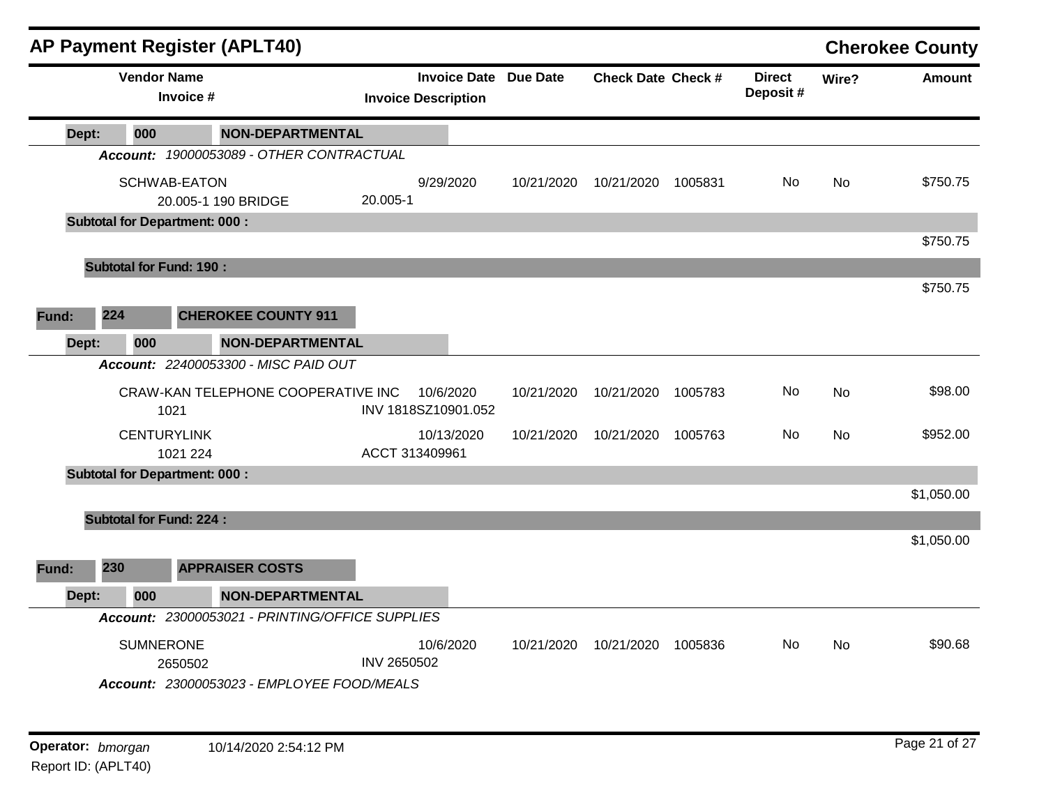# AP Payment Register (APLT40)

**Cherokee County**

| Vendor Name / Invoice # | Invoice Date / Invoice Description | Due Date | Check Date | Check # | Direct Deposit # | Wire? | Amount |
|---|---|---|---|---|---|---|---|
| **Dept: 000 NON-DEPARTMENTAL** | | | | | | | |
| ***Account: 19000053089 - OTHER CONTRACTUAL*** | | | | | | | |
| SCHWAB-EATON<br>20.005-1 190 BRIDGE | 9/29/2020<br>20.005-1 | 10/21/2020 | 10/21/2020 | 1005831 | No | No | $750.75 |
| **Subtotal for Department: 000 :** | | | | | | | $750.75 |
| **Subtotal for Fund: 190 :** | | | | | | | $750.75 |
| **Fund: 224 CHEROKEE COUNTY 911** | | | | | | | |
| **Dept: 000 NON-DEPARTMENTAL** | | | | | | | |
| ***Account: 22400053300 - MISC PAID OUT*** | | | | | | | |
| CRAW-KAN TELEPHONE COOPERATIVE INC<br>1021 | 10/6/2020<br>INV 1818SZ10901.052 | 10/21/2020 | 10/21/2020 | 1005783 | No | No | $98.00 |
| CENTURYLINK<br>1021 224 | 10/13/2020<br>ACCT 313409961 | 10/21/2020 | 10/21/2020 | 1005763 | No | No | $952.00 |
| **Subtotal for Department: 000 :** | | | | | | | $1,050.00 |
| **Subtotal for Fund: 224 :** | | | | | | | $1,050.00 |
| **Fund: 230 APPRAISER COSTS** | | | | | | | |
| **Dept: 000 NON-DEPARTMENTAL** | | | | | | | |
| ***Account: 23000053021 - PRINTING/OFFICE SUPPLIES*** | | | | | | | |
| SUMNERONE<br>2650502 | 10/6/2020<br>INV 2650502 | 10/21/2020 | 10/21/2020 | 1005836 | No | No | $90.68 |
| ***Account: 23000053023 - EMPLOYEE FOOD/MEALS*** | | | | | | | |

**Operator:** *bmorgan* 10/14/2020 2:54:12 PM
Report ID: (APLT40)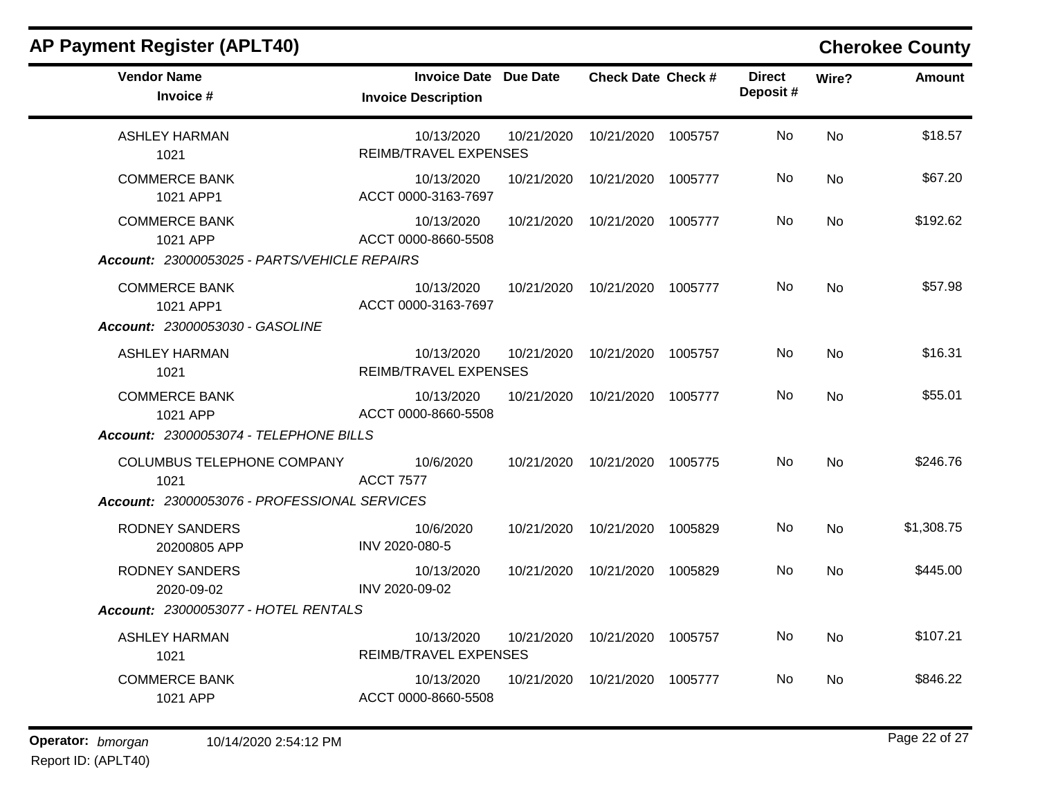## AP Payment Register (APLT40)

**Cherokee County**

| Vendor Name / Invoice # | Invoice Date / Invoice Description | Due Date | Check Date | Check # | Direct Deposit # | Wire? | Amount |
|---|---|---|---|---|---|---|---|
| ASHLEY HARMAN<br>1021 | 10/13/2020<br>REIMB/TRAVEL EXPENSES | 10/21/2020 | 10/21/2020 | 1005757 | No | No | $18.57 |
| COMMERCE BANK<br>1021 APP1 | 10/13/2020<br>ACCT 0000-3163-7697 | 10/21/2020 | 10/21/2020 | 1005777 | No | No | $67.20 |
| COMMERCE BANK<br>1021 APP | 10/13/2020<br>ACCT 0000-8660-5508 | 10/21/2020 | 10/21/2020 | 1005777 | No | No | $192.62 |
| ***Account:*** *23000053025 - PARTS/VEHICLE REPAIRS* | | | | | | | |
| COMMERCE BANK<br>1021 APP1 | 10/13/2020<br>ACCT 0000-3163-7697 | 10/21/2020 | 10/21/2020 | 1005777 | No | No | $57.98 |
| ***Account:*** *23000053030 - GASOLINE* | | | | | | | |
| ASHLEY HARMAN<br>1021 | 10/13/2020<br>REIMB/TRAVEL EXPENSES | 10/21/2020 | 10/21/2020 | 1005757 | No | No | $16.31 |
| COMMERCE BANK<br>1021 APP | 10/13/2020<br>ACCT 0000-8660-5508 | 10/21/2020 | 10/21/2020 | 1005777 | No | No | $55.01 |
| ***Account:*** *23000053074 - TELEPHONE BILLS* | | | | | | | |
| COLUMBUS TELEPHONE COMPANY<br>1021 | 10/6/2020<br>ACCT 7577 | 10/21/2020 | 10/21/2020 | 1005775 | No | No | $246.76 |
| ***Account:*** *23000053076 - PROFESSIONAL SERVICES* | | | | | | | |
| RODNEY SANDERS<br>20200805 APP | 10/6/2020<br>INV 2020-080-5 | 10/21/2020 | 10/21/2020 | 1005829 | No | No | $1,308.75 |
| RODNEY SANDERS<br>2020-09-02 | 10/13/2020<br>INV 2020-09-02 | 10/21/2020 | 10/21/2020 | 1005829 | No | No | $445.00 |
| ***Account:*** *23000053077 - HOTEL RENTALS* | | | | | | | |
| ASHLEY HARMAN<br>1021 | 10/13/2020<br>REIMB/TRAVEL EXPENSES | 10/21/2020 | 10/21/2020 | 1005757 | No | No | $107.21 |
| COMMERCE BANK<br>1021 APP | 10/13/2020<br>ACCT 0000-8660-5508 | 10/21/2020 | 10/21/2020 | 1005777 | No | No | $846.22 |

**Operator:** *bmorgan* 10/14/2020 2:54:12 PM
Report ID: (APLT40)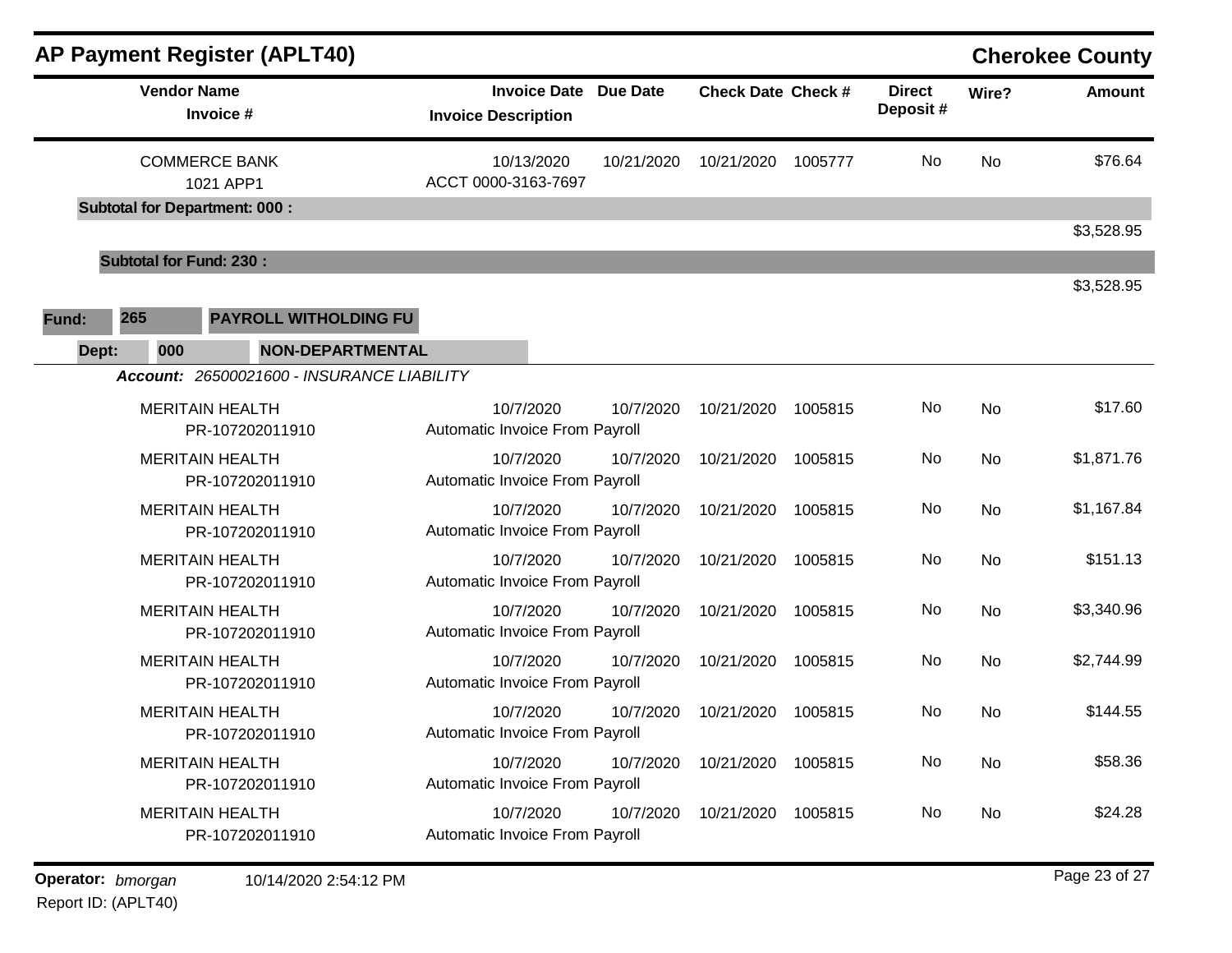## AP Payment Register (APLT40)

**Cherokee County**

| Vendor Name / Invoice # | Invoice Date / Invoice Description | Due Date | Check Date | Check # | Direct Deposit # | Wire? | Amount |
|---|---|---|---|---|---|---|---|
| COMMERCE BANK<br>1021 APP1 | 10/13/2020<br>ACCT 0000-3163-7697 | 10/21/2020 | 10/21/2020 | 1005777 | No | No | $76.64 |
| **Subtotal for Department: 000 :** | | | | | | | $3,528.95 |
| **Subtotal for Fund: 230 :** | | | | | | | $3,528.95 |

**Fund:** 265 **PAYROLL WITHOLDING FU**

**Dept:** 000 **NON-DEPARTMENTAL**

***Account:*** *26500021600 - INSURANCE LIABILITY*

| Vendor Name / Invoice # | Invoice Date / Invoice Description | Due Date | Check Date | Check # | Direct Deposit # | Wire? | Amount |
|---|---|---|---|---|---|---|---|
| MERITAIN HEALTH<br>PR-107202011910 | 10/7/2020<br>Automatic Invoice From Payroll | 10/7/2020 | 10/21/2020 | 1005815 | No | No | $17.60 |
| MERITAIN HEALTH<br>PR-107202011910 | 10/7/2020<br>Automatic Invoice From Payroll | 10/7/2020 | 10/21/2020 | 1005815 | No | No | $1,871.76 |
| MERITAIN HEALTH<br>PR-107202011910 | 10/7/2020<br>Automatic Invoice From Payroll | 10/7/2020 | 10/21/2020 | 1005815 | No | No | $1,167.84 |
| MERITAIN HEALTH<br>PR-107202011910 | 10/7/2020<br>Automatic Invoice From Payroll | 10/7/2020 | 10/21/2020 | 1005815 | No | No | $151.13 |
| MERITAIN HEALTH<br>PR-107202011910 | 10/7/2020<br>Automatic Invoice From Payroll | 10/7/2020 | 10/21/2020 | 1005815 | No | No | $3,340.96 |
| MERITAIN HEALTH<br>PR-107202011910 | 10/7/2020<br>Automatic Invoice From Payroll | 10/7/2020 | 10/21/2020 | 1005815 | No | No | $2,744.99 |
| MERITAIN HEALTH<br>PR-107202011910 | 10/7/2020<br>Automatic Invoice From Payroll | 10/7/2020 | 10/21/2020 | 1005815 | No | No | $144.55 |
| MERITAIN HEALTH<br>PR-107202011910 | 10/7/2020<br>Automatic Invoice From Payroll | 10/7/2020 | 10/21/2020 | 1005815 | No | No | $58.36 |
| MERITAIN HEALTH<br>PR-107202011910 | 10/7/2020<br>Automatic Invoice From Payroll | 10/7/2020 | 10/21/2020 | 1005815 | No | No | $24.28 |

**Operator:** *bmorgan* 10/14/2020 2:54:12 PM

Report ID: (APLT40)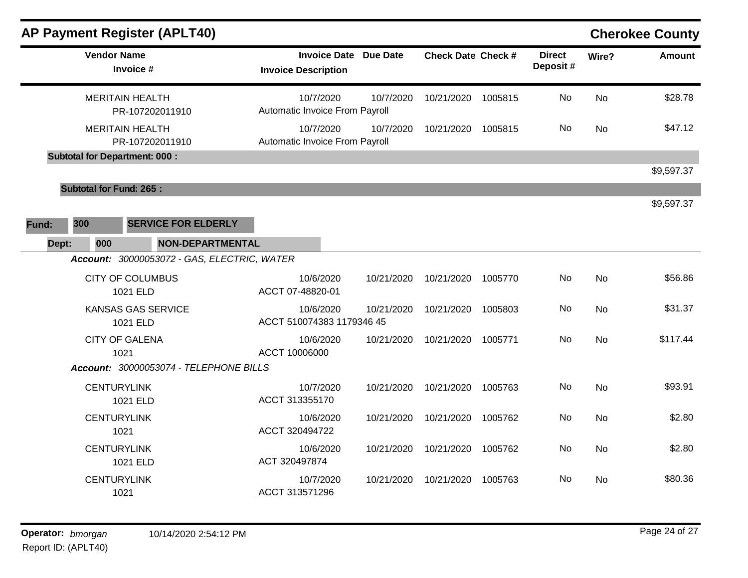## AP Payment Register (APLT40)

**Cherokee County**

| Vendor Name / Invoice # | Invoice Date / Invoice Description | Due Date | Check Date | Check # | Direct Deposit # | Wire? | Amount |
|---|---|---|---|---|---|---|---|
| MERITAIN HEALTH PR-107202011910 | 10/7/2020 Automatic Invoice From Payroll | 10/7/2020 | 10/21/2020 | 1005815 | No | No | $28.78 |
| MERITAIN HEALTH PR-107202011910 | 10/7/2020 Automatic Invoice From Payroll | 10/7/2020 | 10/21/2020 | 1005815 | No | No | $47.12 |
| **Subtotal for Department: 000 :** | | | | | | | $9,597.37 |
| **Subtotal for Fund: 265 :** | | | | | | | $9,597.37 |

**Fund:** 300 **SERVICE FOR ELDERLY**

**Dept:** 000 **NON-DEPARTMENTAL**

***Account:*** *30000053072 - GAS, ELECTRIC, WATER*

| Vendor Name / Invoice # | Invoice Date / Invoice Description | Due Date | Check Date | Check # | Direct Deposit # | Wire? | Amount |
|---|---|---|---|---|---|---|---|
| CITY OF COLUMBUS 1021 ELD | 10/6/2020 ACCT 07-48820-01 | 10/21/2020 | 10/21/2020 | 1005770 | No | No | $56.86 |
| KANSAS GAS SERVICE 1021 ELD | 10/6/2020 ACCT 510074383 1179346 45 | 10/21/2020 | 10/21/2020 | 1005803 | No | No | $31.37 |
| CITY OF GALENA 1021 | 10/6/2020 ACCT 10006000 | 10/21/2020 | 10/21/2020 | 1005771 | No | No | $117.44 |

***Account:*** *30000053074 - TELEPHONE BILLS*

| Vendor Name / Invoice # | Invoice Date / Invoice Description | Due Date | Check Date | Check # | Direct Deposit # | Wire? | Amount |
|---|---|---|---|---|---|---|---|
| CENTURYLINK 1021 ELD | 10/7/2020 ACCT 313355170 | 10/21/2020 | 10/21/2020 | 1005763 | No | No | $93.91 |
| CENTURYLINK 1021 | 10/6/2020 ACCT 320494722 | 10/21/2020 | 10/21/2020 | 1005762 | No | No | $2.80 |
| CENTURYLINK 1021 ELD | 10/6/2020 ACT 320497874 | 10/21/2020 | 10/21/2020 | 1005762 | No | No | $2.80 |
| CENTURYLINK 1021 | 10/7/2020 ACCT 313571296 | 10/21/2020 | 10/21/2020 | 1005763 | No | No | $80.36 |

**Operator:** *bmorgan* 10/14/2020 2:54:12 PM

Report ID: (APLT40)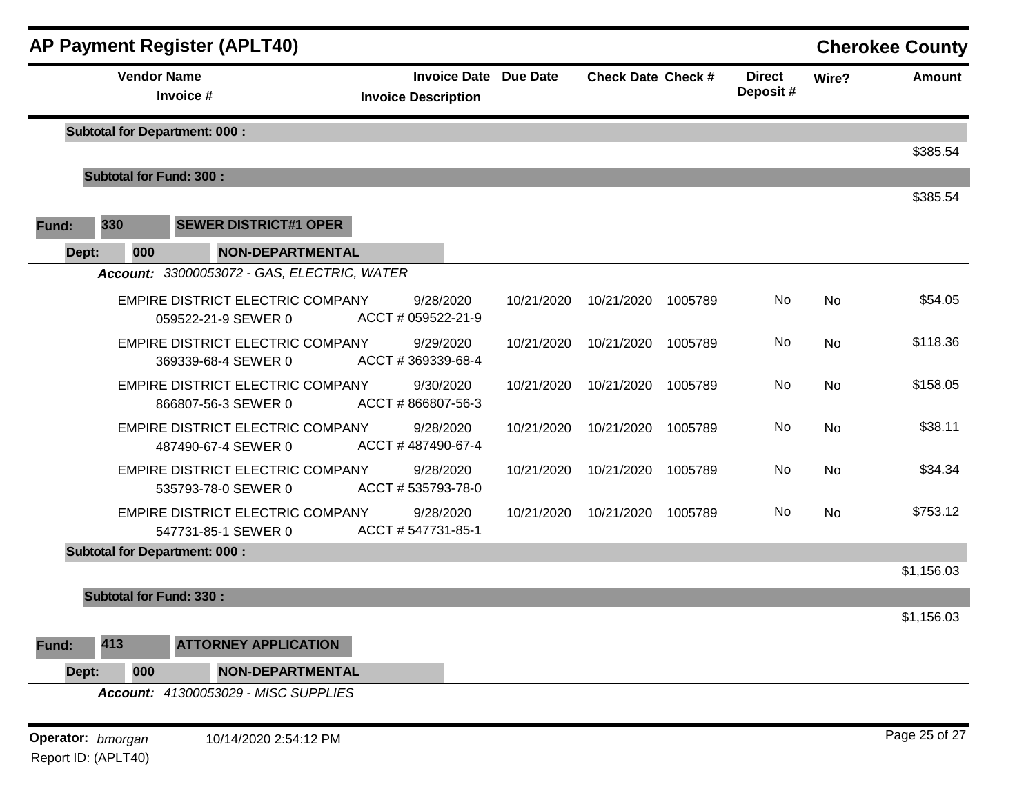## AP Payment Register (APLT40)

**Cherokee County**

| Vendor Name / Invoice # | Invoice Date / Invoice Description | Due Date | Check Date | Check # | Direct Deposit # | Wire? | Amount |
|---|---|---|---|---|---|---|---|
| **Subtotal for Department: 000 :** | | | | | | | $385.54 |
| **Subtotal for Fund: 300 :** | | | | | | | $385.54 |

**Fund:** 330 **SEWER DISTRICT#1 OPER**

**Dept:** 000 **NON-DEPARTMENTAL**

***Account:*** *33000053072 - GAS, ELECTRIC, WATER*

| Vendor Name / Invoice # | Invoice Date / Invoice Description | Due Date | Check Date | Check # | Direct Deposit # | Wire? | Amount |
|---|---|---|---|---|---|---|---|
| EMPIRE DISTRICT ELECTRIC COMPANY 059522-21-9 SEWER 0 | 9/28/2020 ACCT # 059522-21-9 | 10/21/2020 | 10/21/2020 | 1005789 | No | No | $54.05 |
| EMPIRE DISTRICT ELECTRIC COMPANY 369339-68-4 SEWER 0 | 9/29/2020 ACCT # 369339-68-4 | 10/21/2020 | 10/21/2020 | 1005789 | No | No | $118.36 |
| EMPIRE DISTRICT ELECTRIC COMPANY 866807-56-3 SEWER 0 | 9/30/2020 ACCT # 866807-56-3 | 10/21/2020 | 10/21/2020 | 1005789 | No | No | $158.05 |
| EMPIRE DISTRICT ELECTRIC COMPANY 487490-67-4 SEWER 0 | 9/28/2020 ACCT # 487490-67-4 | 10/21/2020 | 10/21/2020 | 1005789 | No | No | $38.11 |
| EMPIRE DISTRICT ELECTRIC COMPANY 535793-78-0 SEWER 0 | 9/28/2020 ACCT # 535793-78-0 | 10/21/2020 | 10/21/2020 | 1005789 | No | No | $34.34 |
| EMPIRE DISTRICT ELECTRIC COMPANY 547731-85-1 SEWER 0 | 9/28/2020 ACCT # 547731-85-1 | 10/21/2020 | 10/21/2020 | 1005789 | No | No | $753.12 |
| **Subtotal for Department: 000 :** | | | | | | | $1,156.03 |
| **Subtotal for Fund: 330 :** | | | | | | | $1,156.03 |

**Fund:** 413 **ATTORNEY APPLICATION**

**Dept:** 000 **NON-DEPARTMENTAL**

***Account:*** *41300053029 - MISC SUPPLIES*

**Operator:** *bmorgan* 10/14/2020 2:54:12 PM

Report ID: (APLT40)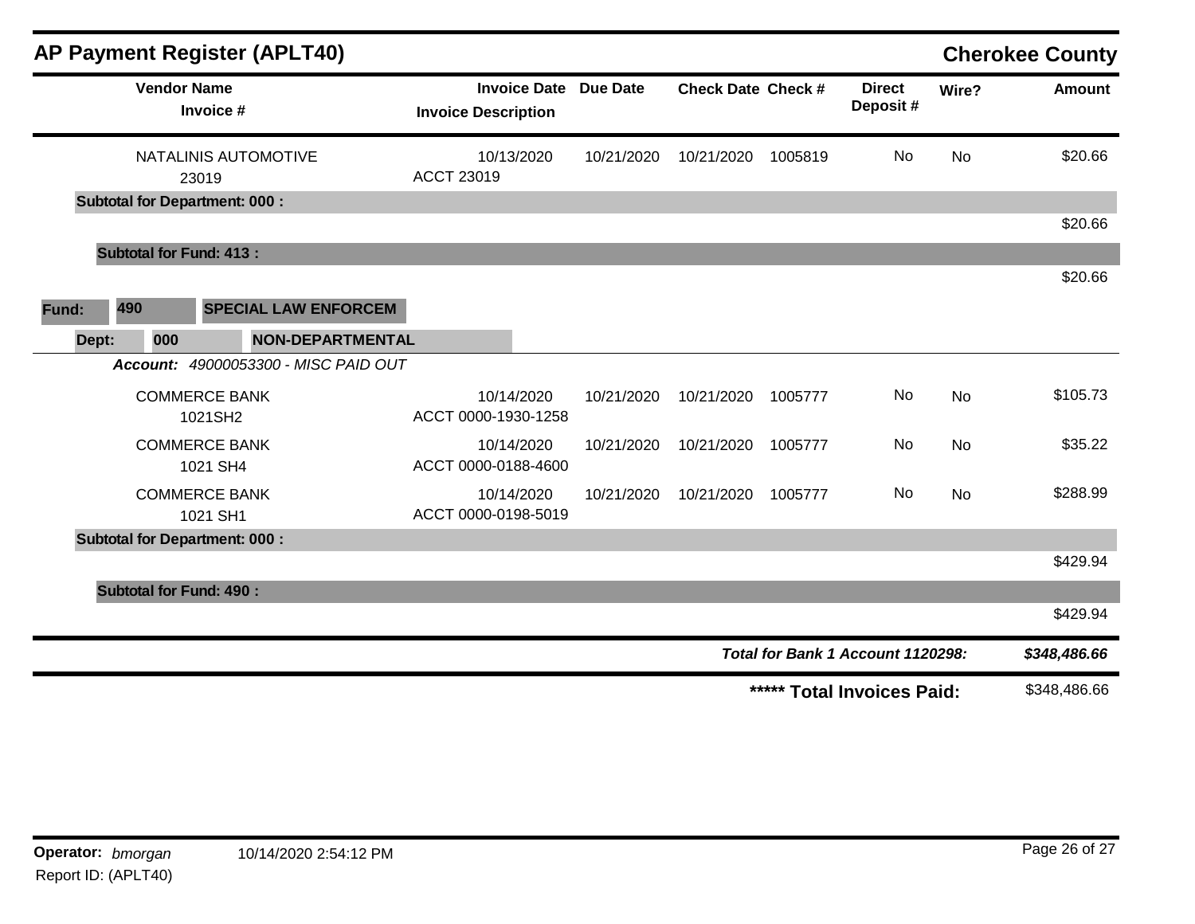# AP Payment Register (APLT40)

## Cherokee County

| Vendor Name / Invoice # | Invoice Date / Invoice Description | Due Date | Check Date | Check # | Direct Deposit # | Wire? | Amount |
|---|---|---|---|---|---|---|---|
| NATALINIS AUTOMOTIVE<br>23019 | 10/13/2020<br>ACCT 23019 | 10/21/2020 | 10/21/2020 | 1005819 | No | No | $20.66 |
| **Subtotal for Department: 000 :** | | | | | | | $20.66 |
| **Subtotal for Fund: 413 :** | | | | | | | $20.66 |

**Fund:** **490** **SPECIAL LAW ENFORCEM**

**Dept:** **000** **NON-DEPARTMENTAL**

***Account:*** *49000053300 - MISC PAID OUT*

| Vendor Name / Invoice # | Invoice Date / Invoice Description | Due Date | Check Date | Check # | Direct Deposit # | Wire? | Amount |
|---|---|---|---|---|---|---|---|
| COMMERCE BANK<br>1021SH2 | 10/14/2020<br>ACCT 0000-1930-1258 | 10/21/2020 | 10/21/2020 | 1005777 | No | No | $105.73 |
| COMMERCE BANK<br>1021 SH4 | 10/14/2020<br>ACCT 0000-0188-4600 | 10/21/2020 | 10/21/2020 | 1005777 | No | No | $35.22 |
| COMMERCE BANK<br>1021 SH1 | 10/14/2020<br>ACCT 0000-0198-5019 | 10/21/2020 | 10/21/2020 | 1005777 | No | No | $288.99 |
| **Subtotal for Department: 000 :** | | | | | | | $429.94 |
| **Subtotal for Fund: 490 :** | | | | | | | $429.94 |

***Total for Bank 1 Account 1120298:*** ***$348,486.66***

**\*\*\*\*\* Total Invoices Paid:** $348,486.66

**Operator:** *bmorgan* 10/14/2020 2:54:12 PM

Report ID: (APLT40)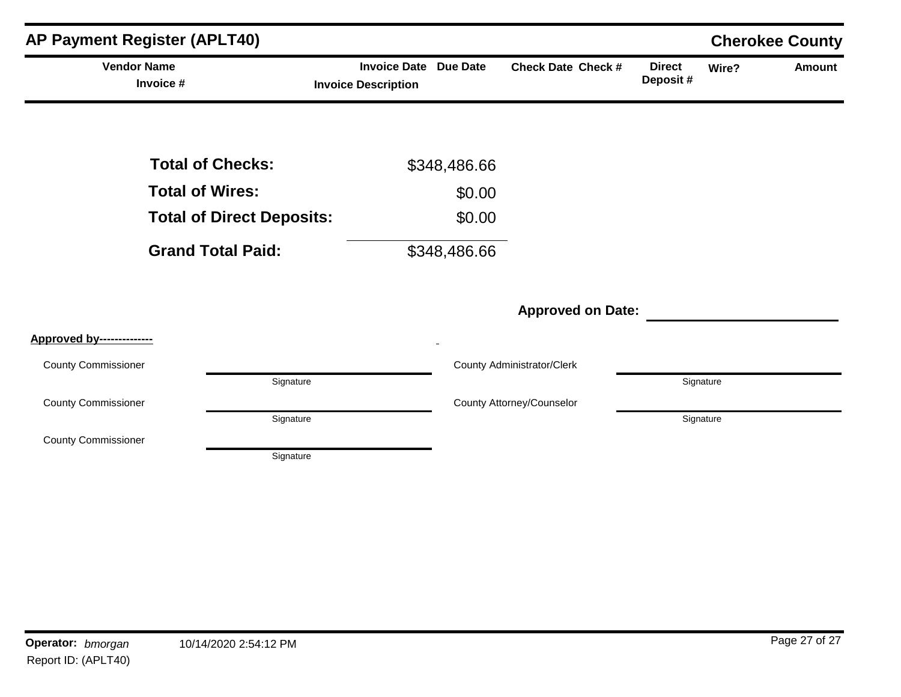# AP Payment Register (APLT40)

**Cherokee County**

| Vendor Name / Invoice # | Invoice Date / Invoice Description | Due Date | Check Date | Check # | Direct Deposit # | Wire? | Amount |
|---|---|---|---|---|---|---|---|

| | |
|---|---|
| **Total of Checks:** | $348,486.66 |
| **Total of Wires:** | $0.00 |
| **Total of Direct Deposits:** | $0.00 |
| **Grand Total Paid:** | $348,486.66 |

**Approved on Date:** ______________________

**Approved by--------------**

County Commissioner ______________________
Signature

County Administrator/Clerk ______________________
Signature

County Commissioner ______________________
Signature

County Attorney/Counselor ______________________
Signature

County Commissioner ______________________
Signature

**Operator:** *bmorgan* 10/14/2020 2:54:12 PM
Report ID: (APLT40)